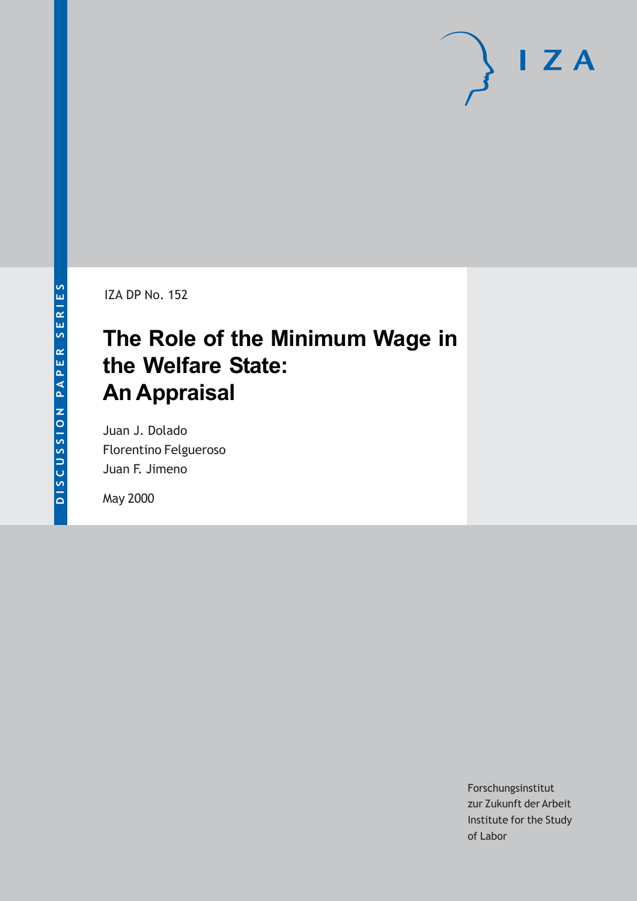DISCUSSION PAPER SERIES

IZA DP No. 152

# The Role of the Minimum Wage in the Welfare State: An Appraisal

Juan J. Dolado
Florentino Felgueroso
Juan F. Jimeno

May 2000

Forschungsinstitut
zur Zukunft der Arbeit
Institute for the Study
of Labor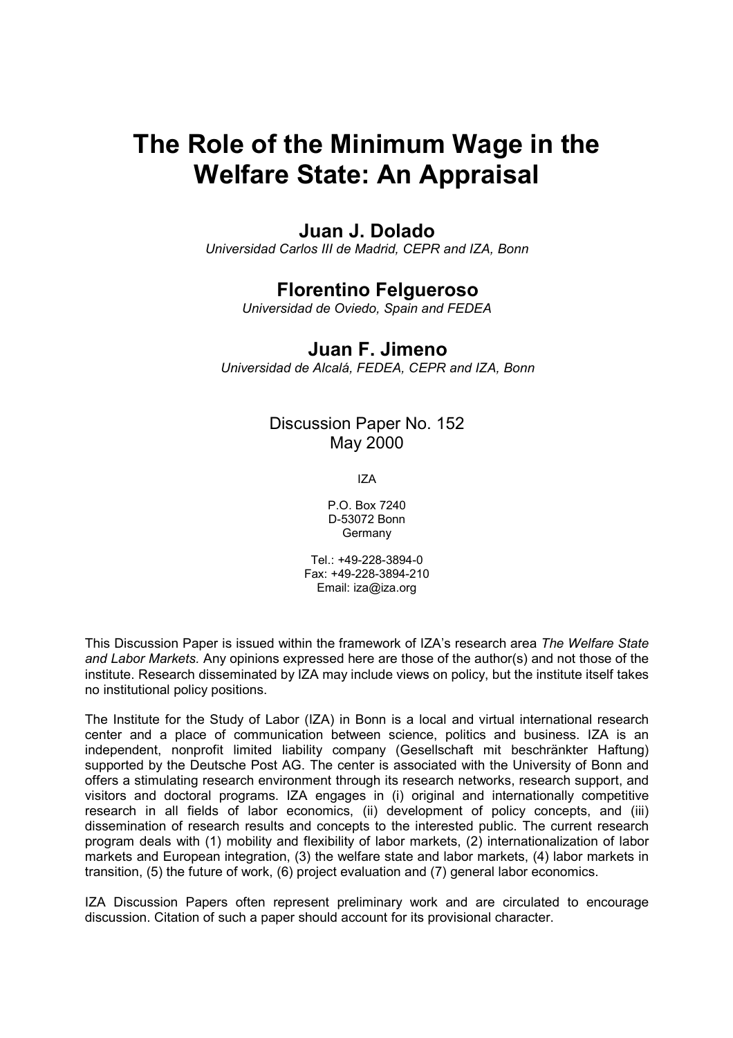# The Role of the Minimum Wage in the Welfare State: An Appraisal

## Juan J. Dolado

*Universidad Carlos III de Madrid, CEPR and IZA, Bonn*

## Florentino Felgueroso

*Universidad de Oviedo, Spain and FEDEA*

## Juan F. Jimeno

*Universidad de Alcalá, FEDEA, CEPR and IZA, Bonn*

Discussion Paper No. 152
May 2000

IZA

P.O. Box 7240
D-53072 Bonn
Germany

Tel.: +49-228-3894-0
Fax: +49-228-3894-210
Email: iza@iza.org

This Discussion Paper is issued within the framework of IZA's research area *The Welfare State and Labor Markets.* Any opinions expressed here are those of the author(s) and not those of the institute. Research disseminated by IZA may include views on policy, but the institute itself takes no institutional policy positions.

The Institute for the Study of Labor (IZA) in Bonn is a local and virtual international research center and a place of communication between science, politics and business. IZA is an independent, nonprofit limited liability company (Gesellschaft mit beschränkter Haftung) supported by the Deutsche Post AG. The center is associated with the University of Bonn and offers a stimulating research environment through its research networks, research support, and visitors and doctoral programs. IZA engages in (i) original and internationally competitive research in all fields of labor economics, (ii) development of policy concepts, and (iii) dissemination of research results and concepts to the interested public. The current research program deals with (1) mobility and flexibility of labor markets, (2) internationalization of labor markets and European integration, (3) the welfare state and labor markets, (4) labor markets in transition, (5) the future of work, (6) project evaluation and (7) general labor economics.

IZA Discussion Papers often represent preliminary work and are circulated to encourage discussion. Citation of such a paper should account for its provisional character.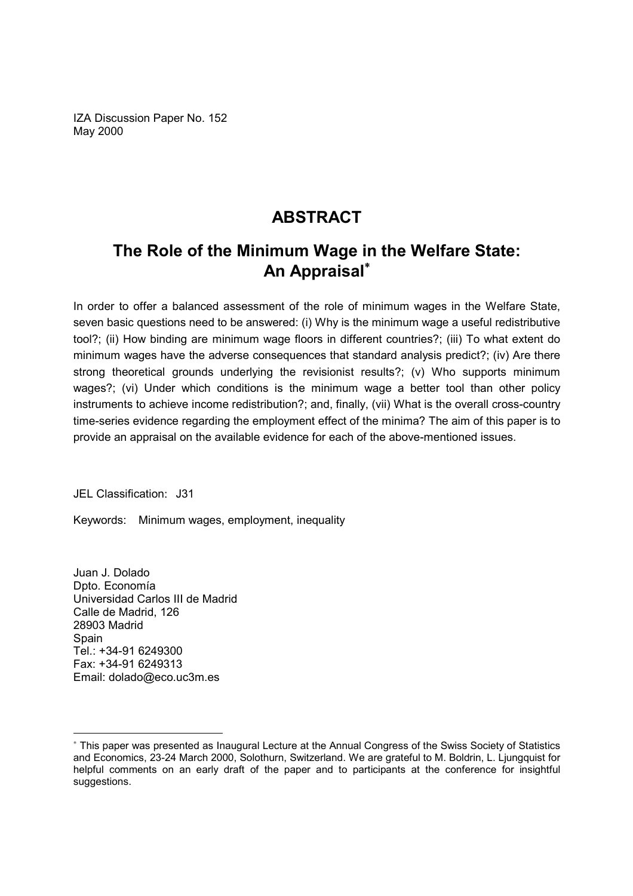IZA Discussion Paper No. 152
May 2000

# ABSTRACT

## The Role of the Minimum Wage in the Welfare State: An Appraisal*

In order to offer a balanced assessment of the role of minimum wages in the Welfare State, seven basic questions need to be answered: (i) Why is the minimum wage a useful redistributive tool?; (ii) How binding are minimum wage floors in different countries?; (iii) To what extent do minimum wages have the adverse consequences that standard analysis predict?; (iv) Are there strong theoretical grounds underlying the revisionist results?; (v) Who supports minimum wages?; (vi) Under which conditions is the minimum wage a better tool than other policy instruments to achieve income redistribution?; and, finally, (vii) What is the overall cross-country time-series evidence regarding the employment effect of the minima? The aim of this paper is to provide an appraisal on the available evidence for each of the above-mentioned issues.

JEL Classification: J31

Keywords: Minimum wages, employment, inequality

Juan J. Dolado
Dpto. Economía
Universidad Carlos III de Madrid
Calle de Madrid, 126
28903 Madrid
Spain
Tel.: +34-91 6249300
Fax: +34-91 6249313
Email: dolado@eco.uc3m.es

---

* This paper was presented as Inaugural Lecture at the Annual Congress of the Swiss Society of Statistics and Economics, 23-24 March 2000, Solothurn, Switzerland. We are grateful to M. Boldrin, L. Ljungquist for helpful comments on an early draft of the paper and to participants at the conference for insightful suggestions.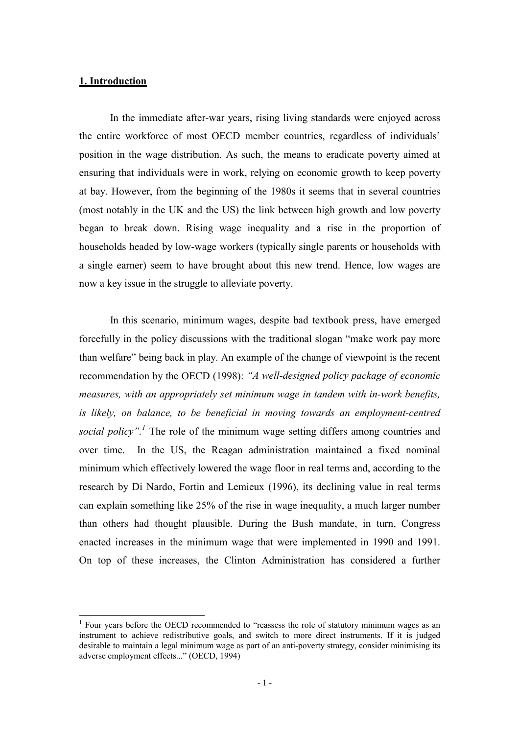## 1. Introduction

In the immediate after-war years, rising living standards were enjoyed across the entire workforce of most OECD member countries, regardless of individuals' position in the wage distribution. As such, the means to eradicate poverty aimed at ensuring that individuals were in work, relying on economic growth to keep poverty at bay. However, from the beginning of the 1980s it seems that in several countries (most notably in the UK and the US) the link between high growth and low poverty began to break down. Rising wage inequality and a rise in the proportion of households headed by low-wage workers (typically single parents or households with a single earner) seem to have brought about this new trend. Hence, low wages are now a key issue in the struggle to alleviate poverty.

In this scenario, minimum wages, despite bad textbook press, have emerged forcefully in the policy discussions with the traditional slogan "make work pay more than welfare" being back in play. An example of the change of viewpoint is the recent recommendation by the OECD (1998): *"A well-designed policy package of economic measures, with an appropriately set minimum wage in tandem with in-work benefits, is likely, on balance, to be beneficial in moving towards an employment-centred social policy".*[1] The role of the minimum wage setting differs among countries and over time. In the US, the Reagan administration maintained a fixed nominal minimum which effectively lowered the wage floor in real terms and, according to the research by Di Nardo, Fortin and Lemieux (1996), its declining value in real terms can explain something like 25% of the rise in wage inequality, a much larger number than others had thought plausible. During the Bush mandate, in turn, Congress enacted increases in the minimum wage that were implemented in 1990 and 1991. On top of these increases, the Clinton Administration has considered a further

[1] Four years before the OECD recommended to "reassess the role of statutory minimum wages as an instrument to achieve redistributive goals, and switch to more direct instruments. If it is judged desirable to maintain a legal minimum wage as part of an anti-poverty strategy, consider minimising its adverse employment effects..." (OECD, 1994)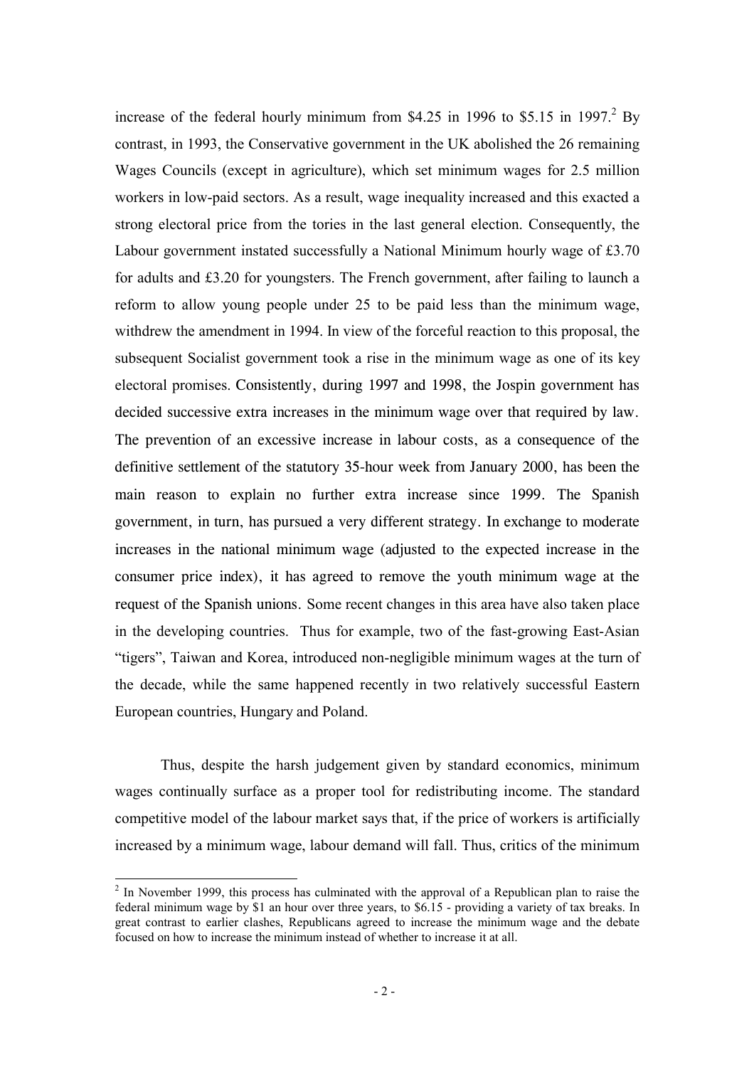increase of the federal hourly minimum from \$4.25 in 1996 to \$5.15 in 1997.[2] By contrast, in 1993, the Conservative government in the UK abolished the 26 remaining Wages Councils (except in agriculture), which set minimum wages for 2.5 million workers in low-paid sectors. As a result, wage inequality increased and this exacted a strong electoral price from the tories in the last general election. Consequently, the Labour government instated successfully a National Minimum hourly wage of £3.70 for adults and £3.20 for youngsters. The French government, after failing to launch a reform to allow young people under 25 to be paid less than the minimum wage, withdrew the amendment in 1994. In view of the forceful reaction to this proposal, the subsequent Socialist government took a rise in the minimum wage as one of its key electoral promises. Consistently, during 1997 and 1998, the Jospin government has decided successive extra increases in the minimum wage over that required by law. The prevention of an excessive increase in labour costs, as a consequence of the definitive settlement of the statutory 35-hour week from January 2000, has been the main reason to explain no further extra increase since 1999. The Spanish government, in turn, has pursued a very different strategy. In exchange to moderate increases in the national minimum wage (adjusted to the expected increase in the consumer price index), it has agreed to remove the youth minimum wage at the request of the Spanish unions. Some recent changes in this area have also taken place in the developing countries. Thus for example, two of the fast-growing East-Asian "tigers", Taiwan and Korea, introduced non-negligible minimum wages at the turn of the decade, while the same happened recently in two relatively successful Eastern European countries, Hungary and Poland.

Thus, despite the harsh judgement given by standard economics, minimum wages continually surface as a proper tool for redistributing income. The standard competitive model of the labour market says that, if the price of workers is artificially increased by a minimum wage, labour demand will fall. Thus, critics of the minimum

---

[2] In November 1999, this process has culminated with the approval of a Republican plan to raise the federal minimum wage by \$1 an hour over three years, to \$6.15 - providing a variety of tax breaks. In great contrast to earlier clashes, Republicans agreed to increase the minimum wage and the debate focused on how to increase the minimum instead of whether to increase it at all.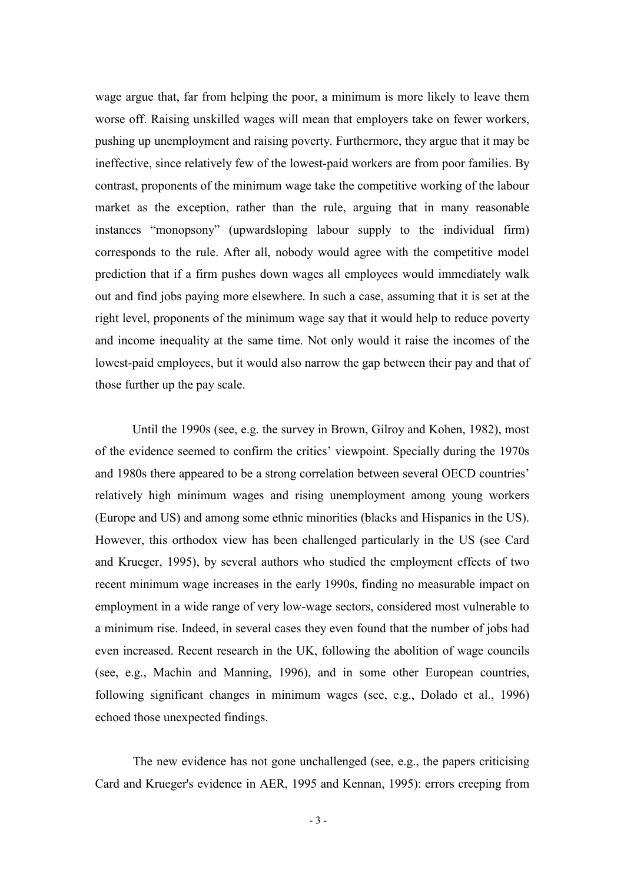wage argue that, far from helping the poor, a minimum is more likely to leave them worse off. Raising unskilled wages will mean that employers take on fewer workers, pushing up unemployment and raising poverty. Furthermore, they argue that it may be ineffective, since relatively few of the lowest-paid workers are from poor families. By contrast, proponents of the minimum wage take the competitive working of the labour market as the exception, rather than the rule, arguing that in many reasonable instances "monopsony" (upwardsloping labour supply to the individual firm) corresponds to the rule. After all, nobody would agree with the competitive model prediction that if a firm pushes down wages all employees would immediately walk out and find jobs paying more elsewhere. In such a case, assuming that it is set at the right level, proponents of the minimum wage say that it would help to reduce poverty and income inequality at the same time. Not only would it raise the incomes of the lowest-paid employees, but it would also narrow the gap between their pay and that of those further up the pay scale.

Until the 1990s (see, e.g. the survey in Brown, Gilroy and Kohen, 1982), most of the evidence seemed to confirm the critics' viewpoint. Specially during the 1970s and 1980s there appeared to be a strong correlation between several OECD countries' relatively high minimum wages and rising unemployment among young workers (Europe and US) and among some ethnic minorities (blacks and Hispanics in the US). However, this orthodox view has been challenged particularly in the US (see Card and Krueger, 1995), by several authors who studied the employment effects of two recent minimum wage increases in the early 1990s, finding no measurable impact on employment in a wide range of very low-wage sectors, considered most vulnerable to a minimum rise. Indeed, in several cases they even found that the number of jobs had even increased. Recent research in the UK, following the abolition of wage councils (see, e.g., Machin and Manning, 1996), and in some other European countries, following significant changes in minimum wages (see, e.g., Dolado et al., 1996) echoed those unexpected findings.

The new evidence has not gone unchallenged (see, e.g., the papers criticising Card and Krueger's evidence in AER, 1995 and Kennan, 1995): errors creeping from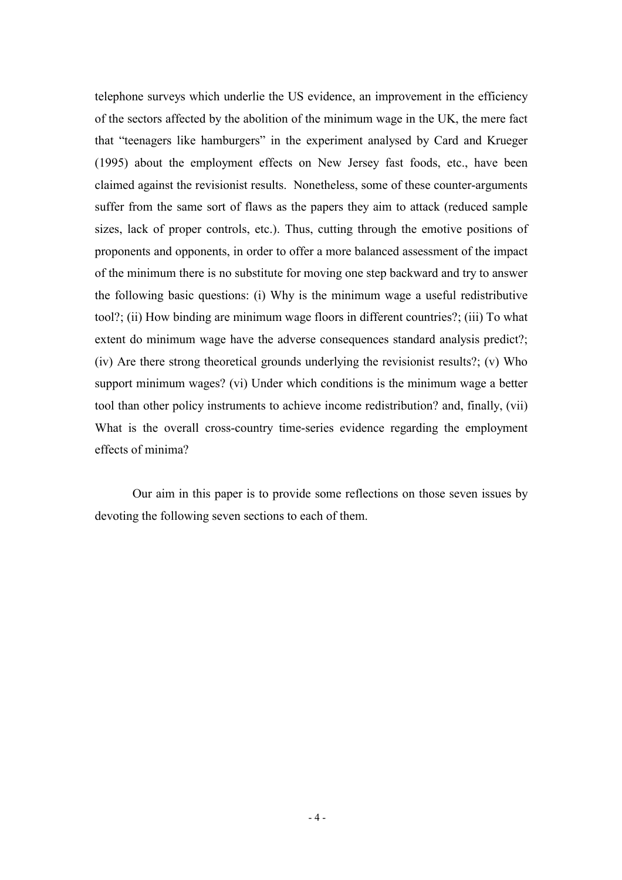telephone surveys which underlie the US evidence, an improvement in the efficiency of the sectors affected by the abolition of the minimum wage in the UK, the mere fact that "teenagers like hamburgers" in the experiment analysed by Card and Krueger (1995) about the employment effects on New Jersey fast foods, etc., have been claimed against the revisionist results. Nonetheless, some of these counter-arguments suffer from the same sort of flaws as the papers they aim to attack (reduced sample sizes, lack of proper controls, etc.). Thus, cutting through the emotive positions of proponents and opponents, in order to offer a more balanced assessment of the impact of the minimum there is no substitute for moving one step backward and try to answer the following basic questions: (i) Why is the minimum wage a useful redistributive tool?; (ii) How binding are minimum wage floors in different countries?; (iii) To what extent do minimum wage have the adverse consequences standard analysis predict?; (iv) Are there strong theoretical grounds underlying the revisionist results?; (v) Who support minimum wages? (vi) Under which conditions is the minimum wage a better tool than other policy instruments to achieve income redistribution? and, finally, (vii) What is the overall cross-country time-series evidence regarding the employment effects of minima?

Our aim in this paper is to provide some reflections on those seven issues by devoting the following seven sections to each of them.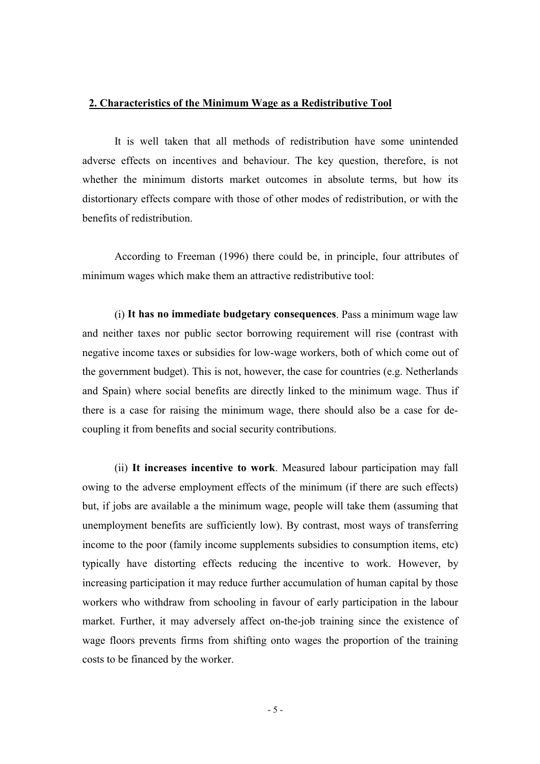## 2. Characteristics of the Minimum Wage as a Redistributive Tool

It is well taken that all methods of redistribution have some unintended adverse effects on incentives and behaviour. The key question, therefore, is not whether the minimum distorts market outcomes in absolute terms, but how its distortionary effects compare with those of other modes of redistribution, or with the benefits of redistribution.

According to Freeman (1996) there could be, in principle, four attributes of minimum wages which make them an attractive redistributive tool:

(i) **It has no immediate budgetary consequences**. Pass a minimum wage law and neither taxes nor public sector borrowing requirement will rise (contrast with negative income taxes or subsidies for low-wage workers, both of which come out of the government budget). This is not, however, the case for countries (e.g. Netherlands and Spain) where social benefits are directly linked to the minimum wage. Thus if there is a case for raising the minimum wage, there should also be a case for de-coupling it from benefits and social security contributions.

(ii) **It increases incentive to work**. Measured labour participation may fall owing to the adverse employment effects of the minimum (if there are such effects) but, if jobs are available a the minimum wage, people will take them (assuming that unemployment benefits are sufficiently low). By contrast, most ways of transferring income to the poor (family income supplements subsidies to consumption items, etc) typically have distorting effects reducing the incentive to work. However, by increasing participation it may reduce further accumulation of human capital by those workers who withdraw from schooling in favour of early participation in the labour market. Further, it may adversely affect on-the-job training since the existence of wage floors prevents firms from shifting onto wages the proportion of the training costs to be financed by the worker.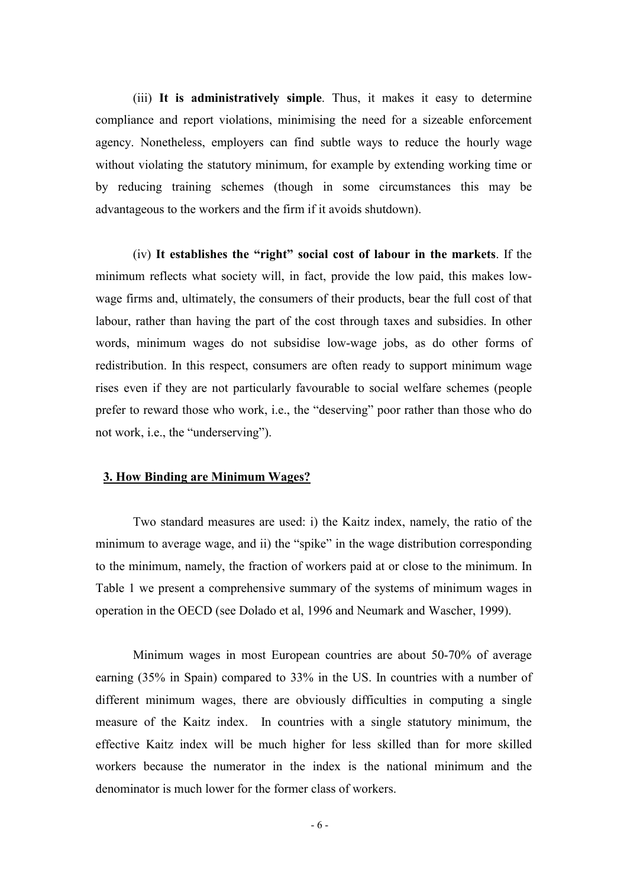(iii) **It is administratively simple**. Thus, it makes it easy to determine compliance and report violations, minimising the need for a sizeable enforcement agency. Nonetheless, employers can find subtle ways to reduce the hourly wage without violating the statutory minimum, for example by extending working time or by reducing training schemes (though in some circumstances this may be advantageous to the workers and the firm if it avoids shutdown).

(iv) **It establishes the "right" social cost of labour in the markets**. If the minimum reflects what society will, in fact, provide the low paid, this makes low-wage firms and, ultimately, the consumers of their products, bear the full cost of that labour, rather than having the part of the cost through taxes and subsidies. In other words, minimum wages do not subsidise low-wage jobs, as do other forms of redistribution. In this respect, consumers are often ready to support minimum wage rises even if they are not particularly favourable to social welfare schemes (people prefer to reward those who work, i.e., the "deserving" poor rather than those who do not work, i.e., the "underserving").

## 3. How Binding are Minimum Wages?

Two standard measures are used: i) the Kaitz index, namely, the ratio of the minimum to average wage, and ii) the "spike" in the wage distribution corresponding to the minimum, namely, the fraction of workers paid at or close to the minimum. In Table 1 we present a comprehensive summary of the systems of minimum wages in operation in the OECD (see Dolado et al, 1996 and Neumark and Wascher, 1999).

Minimum wages in most European countries are about 50-70% of average earning (35% in Spain) compared to 33% in the US. In countries with a number of different minimum wages, there are obviously difficulties in computing a single measure of the Kaitz index. In countries with a single statutory minimum, the effective Kaitz index will be much higher for less skilled than for more skilled workers because the numerator in the index is the national minimum and the denominator is much lower for the former class of workers.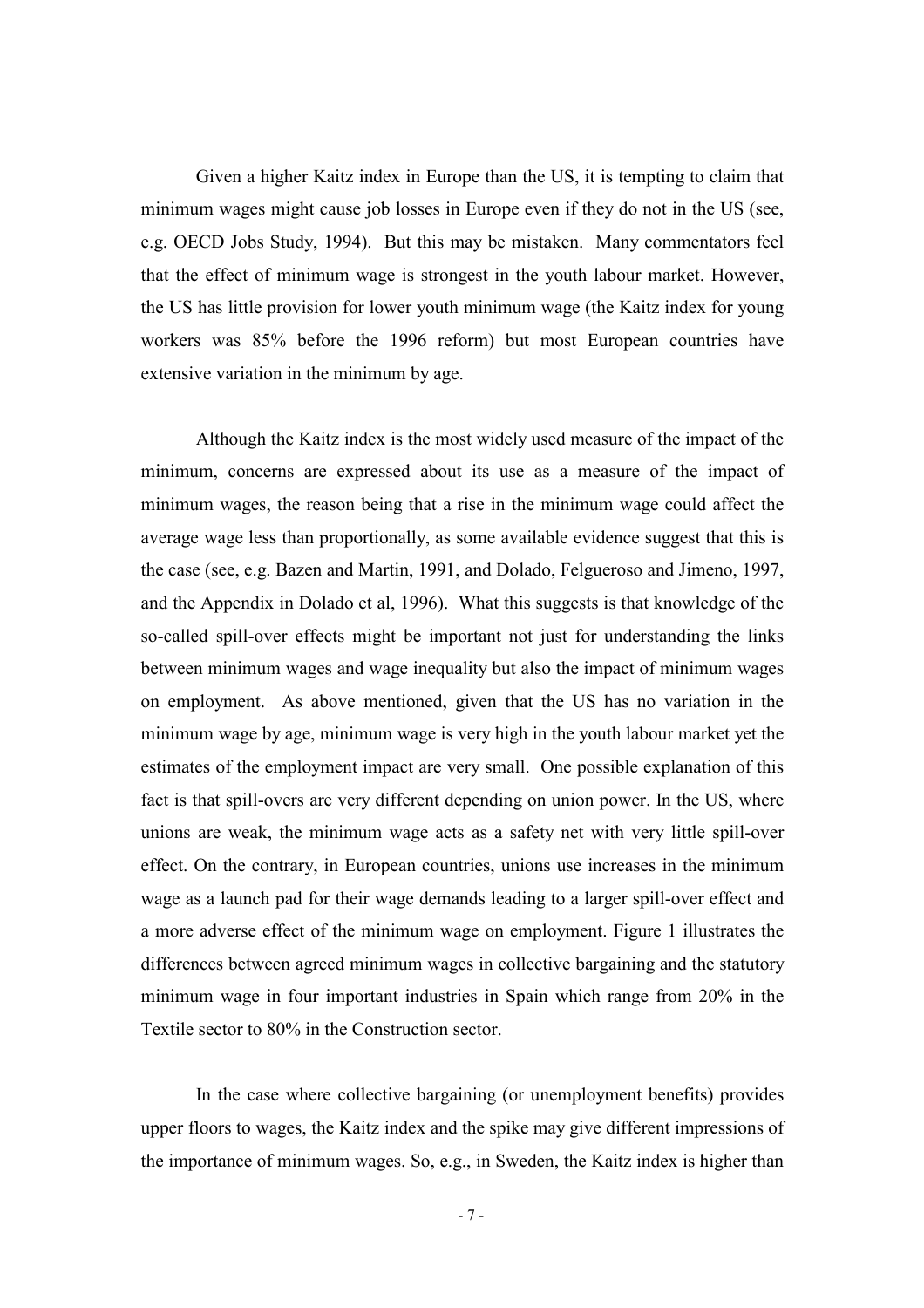Given a higher Kaitz index in Europe than the US, it is tempting to claim that minimum wages might cause job losses in Europe even if they do not in the US (see, e.g. OECD Jobs Study, 1994). But this may be mistaken. Many commentators feel that the effect of minimum wage is strongest in the youth labour market. However, the US has little provision for lower youth minimum wage (the Kaitz index for young workers was 85% before the 1996 reform) but most European countries have extensive variation in the minimum by age.

Although the Kaitz index is the most widely used measure of the impact of the minimum, concerns are expressed about its use as a measure of the impact of minimum wages, the reason being that a rise in the minimum wage could affect the average wage less than proportionally, as some available evidence suggest that this is the case (see, e.g. Bazen and Martin, 1991, and Dolado, Felgueroso and Jimeno, 1997, and the Appendix in Dolado et al, 1996). What this suggests is that knowledge of the so-called spill-over effects might be important not just for understanding the links between minimum wages and wage inequality but also the impact of minimum wages on employment. As above mentioned, given that the US has no variation in the minimum wage by age, minimum wage is very high in the youth labour market yet the estimates of the employment impact are very small. One possible explanation of this fact is that spill-overs are very different depending on union power. In the US, where unions are weak, the minimum wage acts as a safety net with very little spill-over effect. On the contrary, in European countries, unions use increases in the minimum wage as a launch pad for their wage demands leading to a larger spill-over effect and a more adverse effect of the minimum wage on employment. Figure 1 illustrates the differences between agreed minimum wages in collective bargaining and the statutory minimum wage in four important industries in Spain which range from 20% in the Textile sector to 80% in the Construction sector.

In the case where collective bargaining (or unemployment benefits) provides upper floors to wages, the Kaitz index and the spike may give different impressions of the importance of minimum wages. So, e.g., in Sweden, the Kaitz index is higher than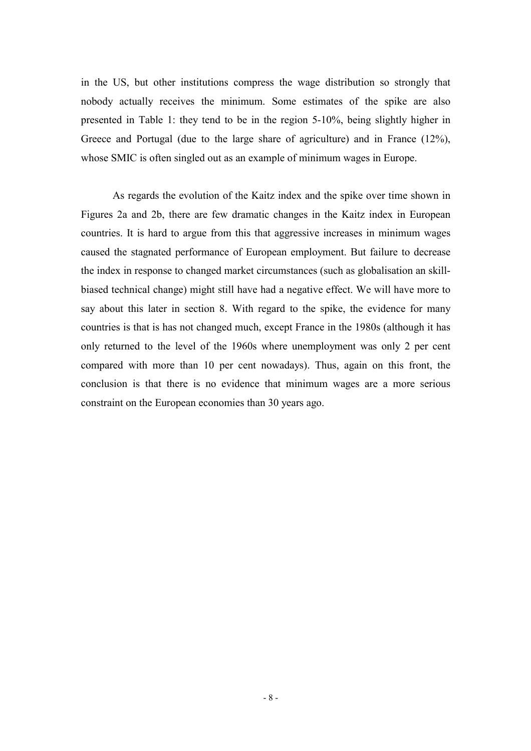in the US, but other institutions compress the wage distribution so strongly that nobody actually receives the minimum. Some estimates of the spike are also presented in Table 1: they tend to be in the region 5-10%, being slightly higher in Greece and Portugal (due to the large share of agriculture) and in France (12%), whose SMIC is often singled out as an example of minimum wages in Europe.

As regards the evolution of the Kaitz index and the spike over time shown in Figures 2a and 2b, there are few dramatic changes in the Kaitz index in European countries. It is hard to argue from this that aggressive increases in minimum wages caused the stagnated performance of European employment. But failure to decrease the index in response to changed market circumstances (such as globalisation an skill-biased technical change) might still have had a negative effect. We will have more to say about this later in section 8. With regard to the spike, the evidence for many countries is that is has not changed much, except France in the 1980s (although it has only returned to the level of the 1960s where unemployment was only 2 per cent compared with more than 10 per cent nowadays). Thus, again on this front, the conclusion is that there is no evidence that minimum wages are a more serious constraint on the European economies than 30 years ago.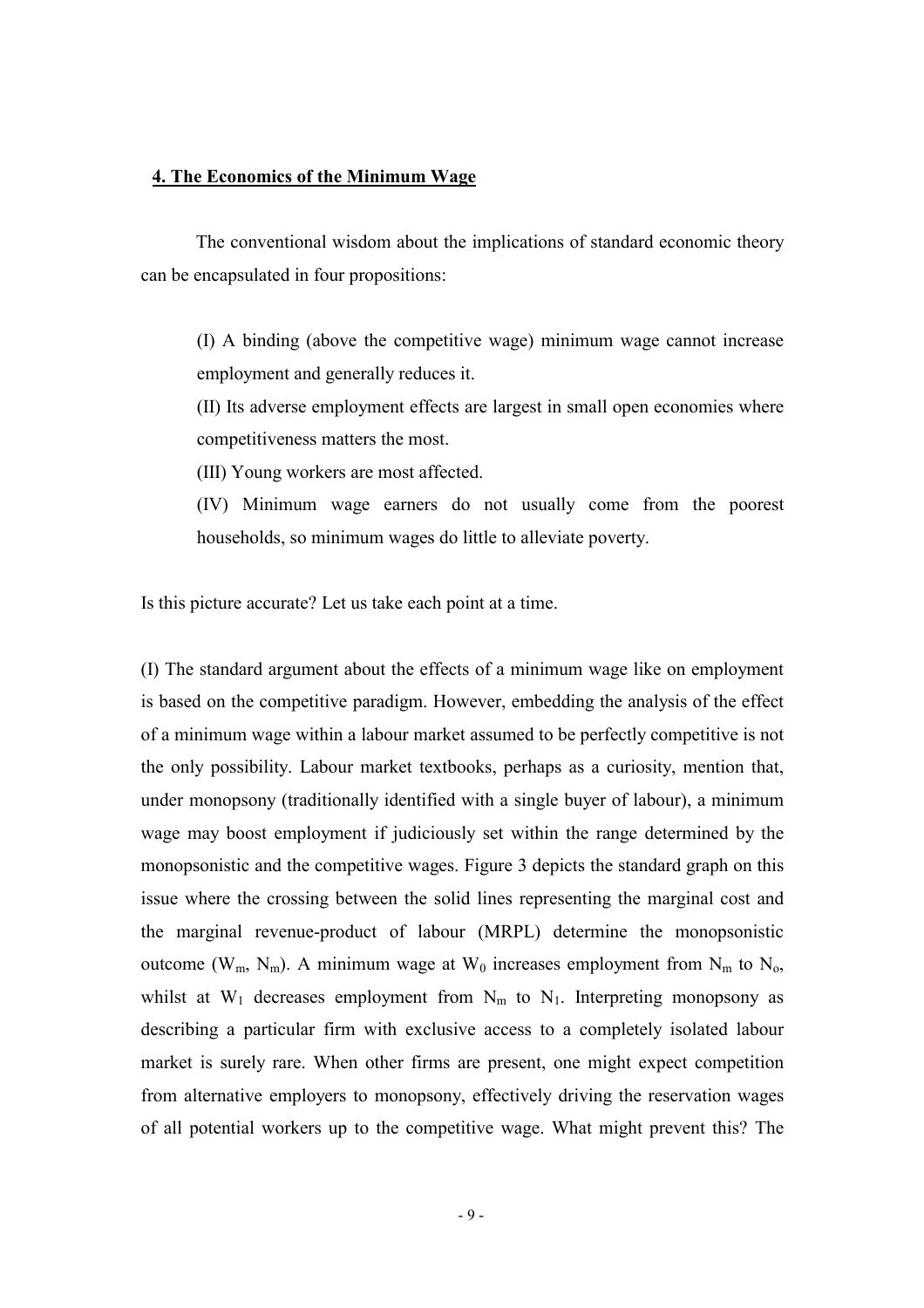## 4. The Economics of the Minimum Wage

The conventional wisdom about the implications of standard economic theory can be encapsulated in four propositions:

> (I) A binding (above the competitive wage) minimum wage cannot increase employment and generally reduces it.
>
> (II) Its adverse employment effects are largest in small open economies where competitiveness matters the most.
>
> (III) Young workers are most affected.
>
> (IV) Minimum wage earners do not usually come from the poorest households, so minimum wages do little to alleviate poverty.

Is this picture accurate? Let us take each point at a time.

(I) The standard argument about the effects of a minimum wage like on employment is based on the competitive paradigm. However, embedding the analysis of the effect of a minimum wage within a labour market assumed to be perfectly competitive is not the only possibility. Labour market textbooks, perhaps as a curiosity, mention that, under monopsony (traditionally identified with a single buyer of labour), a minimum wage may boost employment if judiciously set within the range determined by the monopsonistic and the competitive wages. Figure 3 depicts the standard graph on this issue where the crossing between the solid lines representing the marginal cost and the marginal revenue-product of labour (MRPL) determine the monopsonistic outcome ($W_m$, $N_m$). A minimum wage at $W_0$ increases employment from $N_m$ to $N_o$, whilst at $W_1$ decreases employment from $N_m$ to $N_1$. Interpreting monopsony as describing a particular firm with exclusive access to a completely isolated labour market is surely rare. When other firms are present, one might expect competition from alternative employers to monopsony, effectively driving the reservation wages of all potential workers up to the competitive wage. What might prevent this? The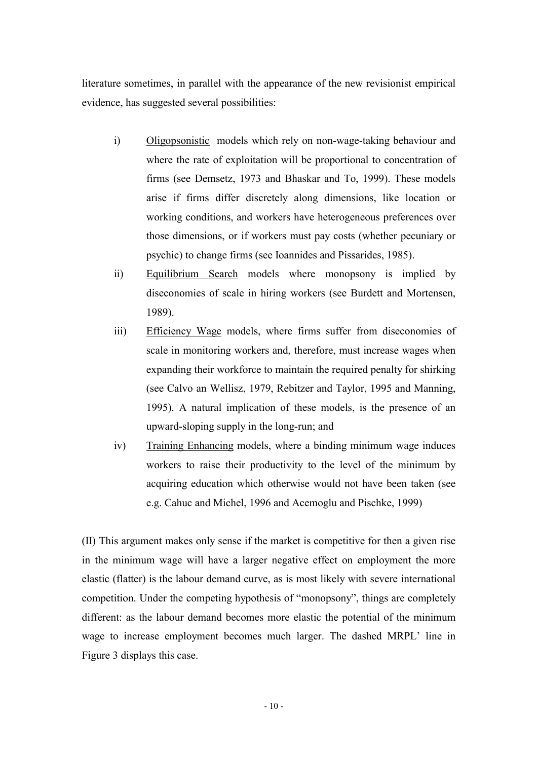literature sometimes, in parallel with the appearance of the new revisionist empirical evidence, has suggested several possibilities:

i) Oligopsonistic models which rely on non-wage-taking behaviour and where the rate of exploitation will be proportional to concentration of firms (see Demsetz, 1973 and Bhaskar and To, 1999). These models arise if firms differ discretely along dimensions, like location or working conditions, and workers have heterogeneous preferences over those dimensions, or if workers must pay costs (whether pecuniary or psychic) to change firms (see Ioannides and Pissarides, 1985).

ii) Equilibrium Search models where monopsony is implied by diseconomies of scale in hiring workers (see Burdett and Mortensen, 1989).

iii) Efficiency Wage models, where firms suffer from diseconomies of scale in monitoring workers and, therefore, must increase wages when expanding their workforce to maintain the required penalty for shirking (see Calvo an Wellisz, 1979, Rebitzer and Taylor, 1995 and Manning, 1995). A natural implication of these models, is the presence of an upward-sloping supply in the long-run; and

iv) Training Enhancing models, where a binding minimum wage induces workers to raise their productivity to the level of the minimum by acquiring education which otherwise would not have been taken (see e.g. Cahuc and Michel, 1996 and Acemoglu and Pischke, 1999)

(II) This argument makes only sense if the market is competitive for then a given rise in the minimum wage will have a larger negative effect on employment the more elastic (flatter) is the labour demand curve, as is most likely with severe international competition. Under the competing hypothesis of "monopsony", things are completely different: as the labour demand becomes more elastic the potential of the minimum wage to increase employment becomes much larger. The dashed MRPL' line in Figure 3 displays this case.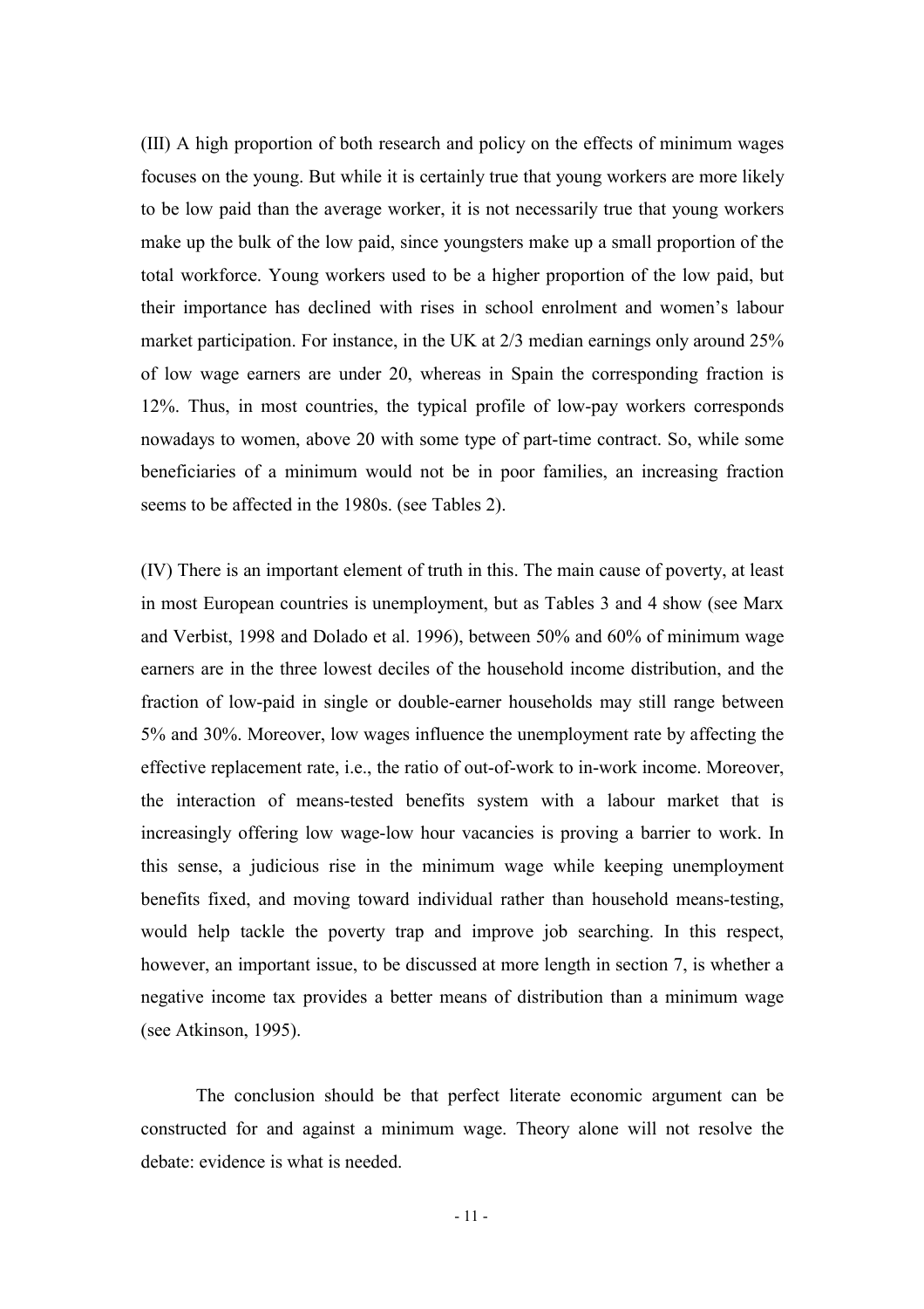(III) A high proportion of both research and policy on the effects of minimum wages focuses on the young. But while it is certainly true that young workers are more likely to be low paid than the average worker, it is not necessarily true that young workers make up the bulk of the low paid, since youngsters make up a small proportion of the total workforce. Young workers used to be a higher proportion of the low paid, but their importance has declined with rises in school enrolment and women's labour market participation. For instance, in the UK at 2/3 median earnings only around 25% of low wage earners are under 20, whereas in Spain the corresponding fraction is 12%. Thus, in most countries, the typical profile of low-pay workers corresponds nowadays to women, above 20 with some type of part-time contract. So, while some beneficiaries of a minimum would not be in poor families, an increasing fraction seems to be affected in the 1980s. (see Tables 2).

(IV) There is an important element of truth in this. The main cause of poverty, at least in most European countries is unemployment, but as Tables 3 and 4 show (see Marx and Verbist, 1998 and Dolado et al. 1996), between 50% and 60% of minimum wage earners are in the three lowest deciles of the household income distribution, and the fraction of low-paid in single or double-earner households may still range between 5% and 30%. Moreover, low wages influence the unemployment rate by affecting the effective replacement rate, i.e., the ratio of out-of-work to in-work income. Moreover, the interaction of means-tested benefits system with a labour market that is increasingly offering low wage-low hour vacancies is proving a barrier to work. In this sense, a judicious rise in the minimum wage while keeping unemployment benefits fixed, and moving toward individual rather than household means-testing, would help tackle the poverty trap and improve job searching. In this respect, however, an important issue, to be discussed at more length in section 7, is whether a negative income tax provides a better means of distribution than a minimum wage (see Atkinson, 1995).

The conclusion should be that perfect literate economic argument can be constructed for and against a minimum wage. Theory alone will not resolve the debate: evidence is what is needed.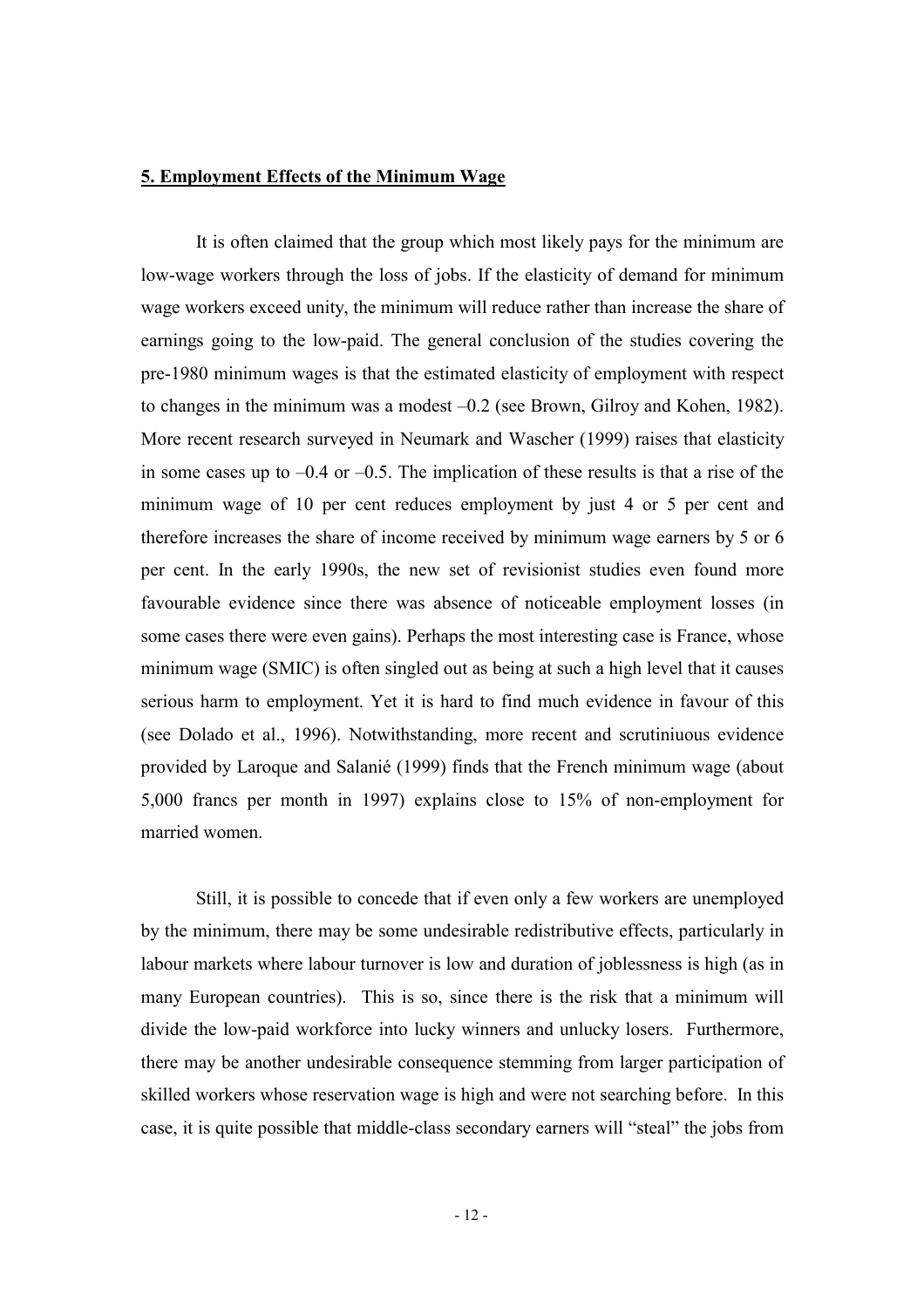## 5. Employment Effects of the Minimum Wage

It is often claimed that the group which most likely pays for the minimum are low-wage workers through the loss of jobs. If the elasticity of demand for minimum wage workers exceed unity, the minimum will reduce rather than increase the share of earnings going to the low-paid. The general conclusion of the studies covering the pre-1980 minimum wages is that the estimated elasticity of employment with respect to changes in the minimum was a modest –0.2 (see Brown, Gilroy and Kohen, 1982). More recent research surveyed in Neumark and Wascher (1999) raises that elasticity in some cases up to –0.4 or –0.5. The implication of these results is that a rise of the minimum wage of 10 per cent reduces employment by just 4 or 5 per cent and therefore increases the share of income received by minimum wage earners by 5 or 6 per cent. In the early 1990s, the new set of revisionist studies even found more favourable evidence since there was absence of noticeable employment losses (in some cases there were even gains). Perhaps the most interesting case is France, whose minimum wage (SMIC) is often singled out as being at such a high level that it causes serious harm to employment. Yet it is hard to find much evidence in favour of this (see Dolado et al., 1996). Notwithstanding, more recent and scrutiniuous evidence provided by Laroque and Salanié (1999) finds that the French minimum wage (about 5,000 francs per month in 1997) explains close to 15% of non-employment for married women.

Still, it is possible to concede that if even only a few workers are unemployed by the minimum, there may be some undesirable redistributive effects, particularly in labour markets where labour turnover is low and duration of joblessness is high (as in many European countries). This is so, since there is the risk that a minimum will divide the low-paid workforce into lucky winners and unlucky losers. Furthermore, there may be another undesirable consequence stemming from larger participation of skilled workers whose reservation wage is high and were not searching before. In this case, it is quite possible that middle-class secondary earners will "steal" the jobs from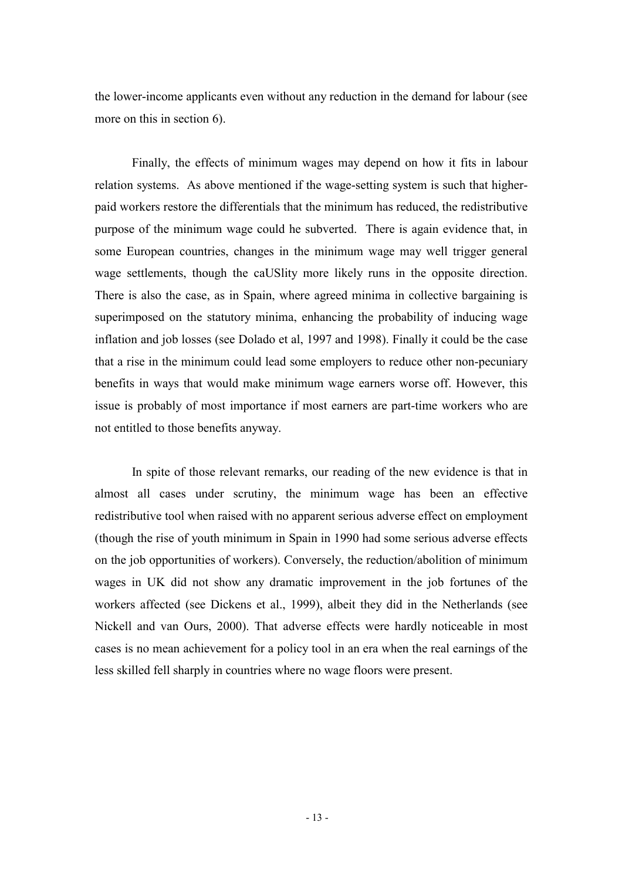the lower-income applicants even without any reduction in the demand for labour (see more on this in section 6).

Finally, the effects of minimum wages may depend on how it fits in labour relation systems. As above mentioned if the wage-setting system is such that higher-paid workers restore the differentials that the minimum has reduced, the redistributive purpose of the minimum wage could he subverted. There is again evidence that, in some European countries, changes in the minimum wage may well trigger general wage settlements, though the caUSlity more likely runs in the opposite direction. There is also the case, as in Spain, where agreed minima in collective bargaining is superimposed on the statutory minima, enhancing the probability of inducing wage inflation and job losses (see Dolado et al, 1997 and 1998). Finally it could be the case that a rise in the minimum could lead some employers to reduce other non-pecuniary benefits in ways that would make minimum wage earners worse off. However, this issue is probably of most importance if most earners are part-time workers who are not entitled to those benefits anyway.

In spite of those relevant remarks, our reading of the new evidence is that in almost all cases under scrutiny, the minimum wage has been an effective redistributive tool when raised with no apparent serious adverse effect on employment (though the rise of youth minimum in Spain in 1990 had some serious adverse effects on the job opportunities of workers). Conversely, the reduction/abolition of minimum wages in UK did not show any dramatic improvement in the job fortunes of the workers affected (see Dickens et al., 1999), albeit they did in the Netherlands (see Nickell and van Ours, 2000). That adverse effects were hardly noticeable in most cases is no mean achievement for a policy tool in an era when the real earnings of the less skilled fell sharply in countries where no wage floors were present.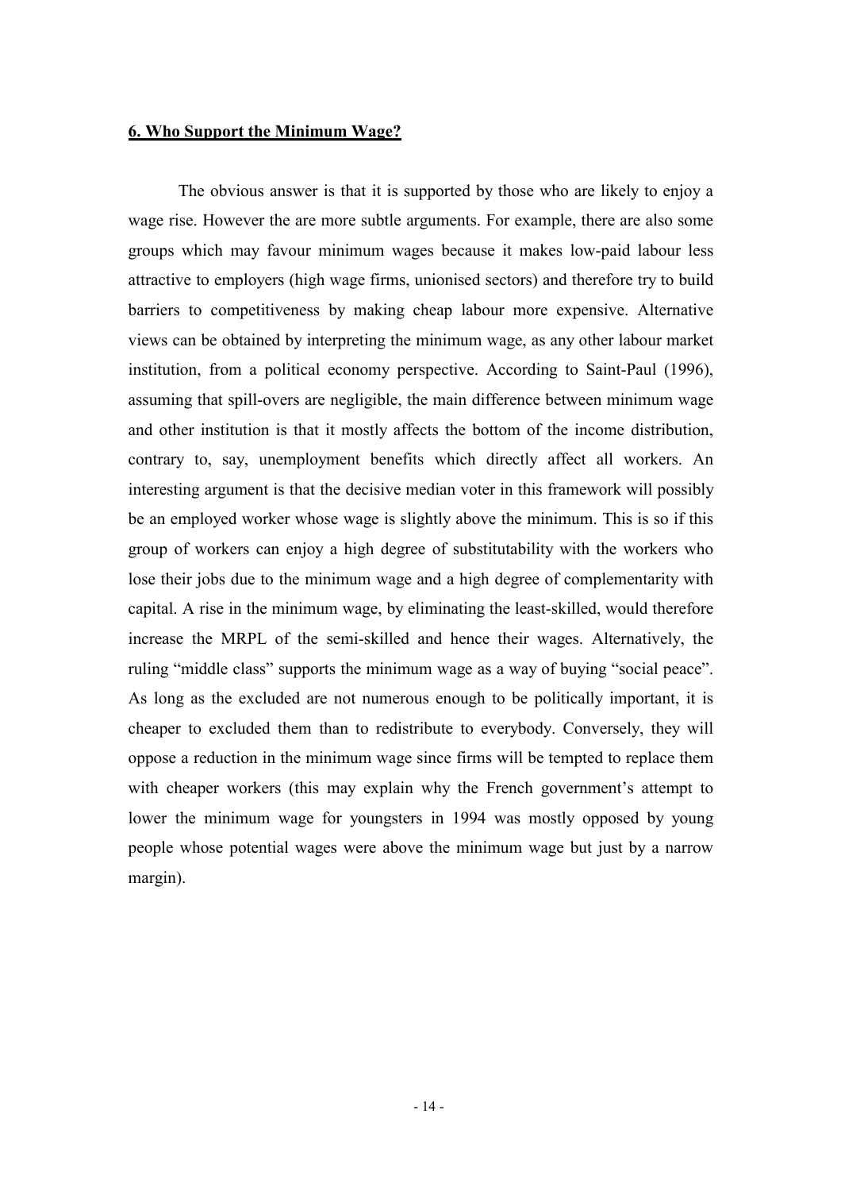**6. Who Support the Minimum Wage?**

The obvious answer is that it is supported by those who are likely to enjoy a wage rise. However the are more subtle arguments. For example, there are also some groups which may favour minimum wages because it makes low-paid labour less attractive to employers (high wage firms, unionised sectors) and therefore try to build barriers to competitiveness by making cheap labour more expensive. Alternative views can be obtained by interpreting the minimum wage, as any other labour market institution, from a political economy perspective. According to Saint-Paul (1996), assuming that spill-overs are negligible, the main difference between minimum wage and other institution is that it mostly affects the bottom of the income distribution, contrary to, say, unemployment benefits which directly affect all workers. An interesting argument is that the decisive median voter in this framework will possibly be an employed worker whose wage is slightly above the minimum. This is so if this group of workers can enjoy a high degree of substitutability with the workers who lose their jobs due to the minimum wage and a high degree of complementarity with capital. A rise in the minimum wage, by eliminating the least-skilled, would therefore increase the MRPL of the semi-skilled and hence their wages. Alternatively, the ruling "middle class" supports the minimum wage as a way of buying "social peace". As long as the excluded are not numerous enough to be politically important, it is cheaper to excluded them than to redistribute to everybody. Conversely, they will oppose a reduction in the minimum wage since firms will be tempted to replace them with cheaper workers (this may explain why the French government's attempt to lower the minimum wage for youngsters in 1994 was mostly opposed by young people whose potential wages were above the minimum wage but just by a narrow margin).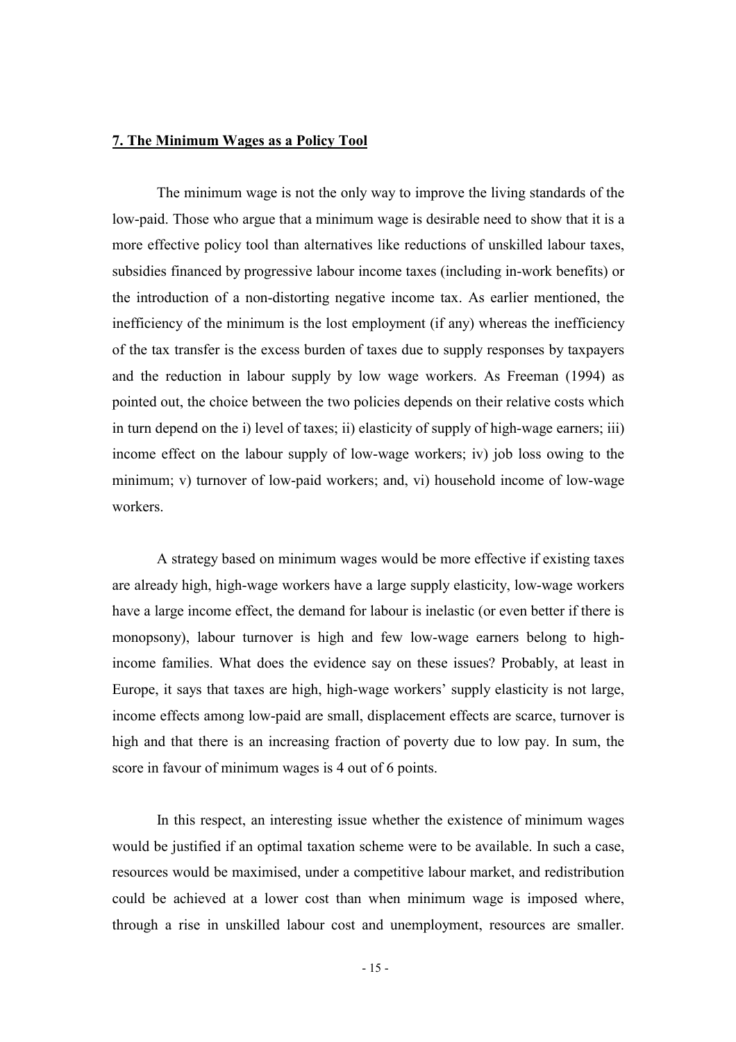## 7. The Minimum Wages as a Policy Tool

The minimum wage is not the only way to improve the living standards of the low-paid. Those who argue that a minimum wage is desirable need to show that it is a more effective policy tool than alternatives like reductions of unskilled labour taxes, subsidies financed by progressive labour income taxes (including in-work benefits) or the introduction of a non-distorting negative income tax. As earlier mentioned, the inefficiency of the minimum is the lost employment (if any) whereas the inefficiency of the tax transfer is the excess burden of taxes due to supply responses by taxpayers and the reduction in labour supply by low wage workers. As Freeman (1994) as pointed out, the choice between the two policies depends on their relative costs which in turn depend on the i) level of taxes; ii) elasticity of supply of high-wage earners; iii) income effect on the labour supply of low-wage workers; iv) job loss owing to the minimum; v) turnover of low-paid workers; and, vi) household income of low-wage workers.

A strategy based on minimum wages would be more effective if existing taxes are already high, high-wage workers have a large supply elasticity, low-wage workers have a large income effect, the demand for labour is inelastic (or even better if there is monopsony), labour turnover is high and few low-wage earners belong to high-income families. What does the evidence say on these issues? Probably, at least in Europe, it says that taxes are high, high-wage workers' supply elasticity is not large, income effects among low-paid are small, displacement effects are scarce, turnover is high and that there is an increasing fraction of poverty due to low pay. In sum, the score in favour of minimum wages is 4 out of 6 points.

In this respect, an interesting issue whether the existence of minimum wages would be justified if an optimal taxation scheme were to be available. In such a case, resources would be maximised, under a competitive labour market, and redistribution could be achieved at a lower cost than when minimum wage is imposed where, through a rise in unskilled labour cost and unemployment, resources are smaller.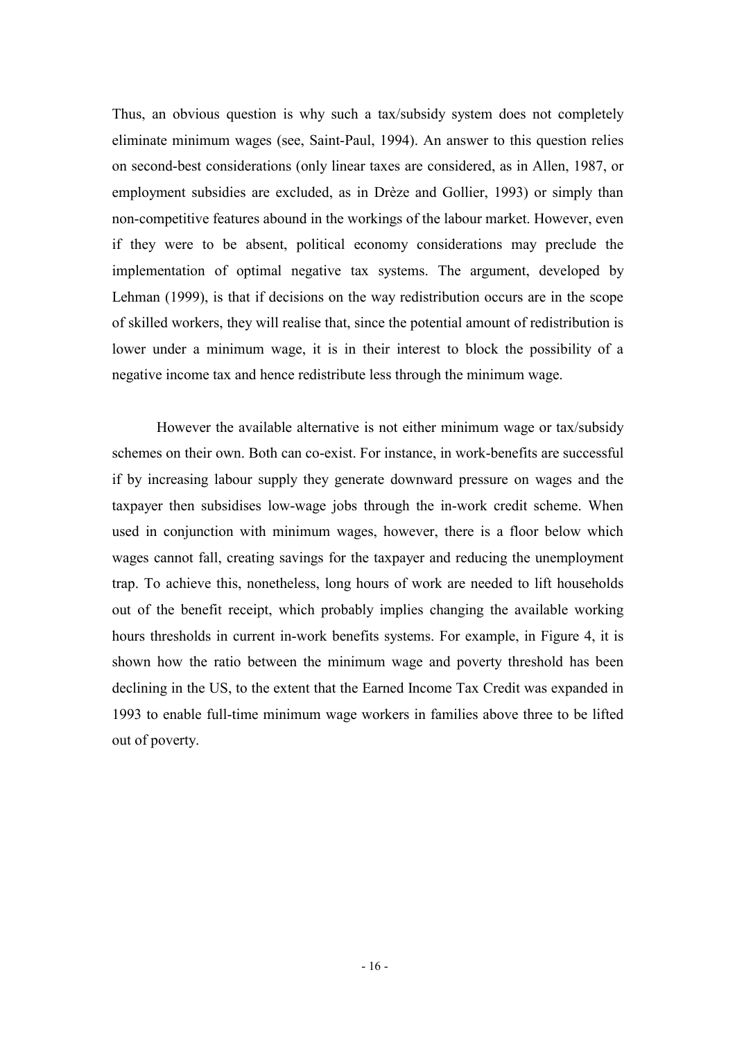Thus, an obvious question is why such a tax/subsidy system does not completely eliminate minimum wages (see, Saint-Paul, 1994). An answer to this question relies on second-best considerations (only linear taxes are considered, as in Allen, 1987, or employment subsidies are excluded, as in Drèze and Gollier, 1993) or simply than non-competitive features abound in the workings of the labour market. However, even if they were to be absent, political economy considerations may preclude the implementation of optimal negative tax systems. The argument, developed by Lehman (1999), is that if decisions on the way redistribution occurs are in the scope of skilled workers, they will realise that, since the potential amount of redistribution is lower under a minimum wage, it is in their interest to block the possibility of a negative income tax and hence redistribute less through the minimum wage.

However the available alternative is not either minimum wage or tax/subsidy schemes on their own. Both can co-exist. For instance, in work-benefits are successful if by increasing labour supply they generate downward pressure on wages and the taxpayer then subsidises low-wage jobs through the in-work credit scheme. When used in conjunction with minimum wages, however, there is a floor below which wages cannot fall, creating savings for the taxpayer and reducing the unemployment trap. To achieve this, nonetheless, long hours of work are needed to lift households out of the benefit receipt, which probably implies changing the available working hours thresholds in current in-work benefits systems. For example, in Figure 4, it is shown how the ratio between the minimum wage and poverty threshold has been declining in the US, to the extent that the Earned Income Tax Credit was expanded in 1993 to enable full-time minimum wage workers in families above three to be lifted out of poverty.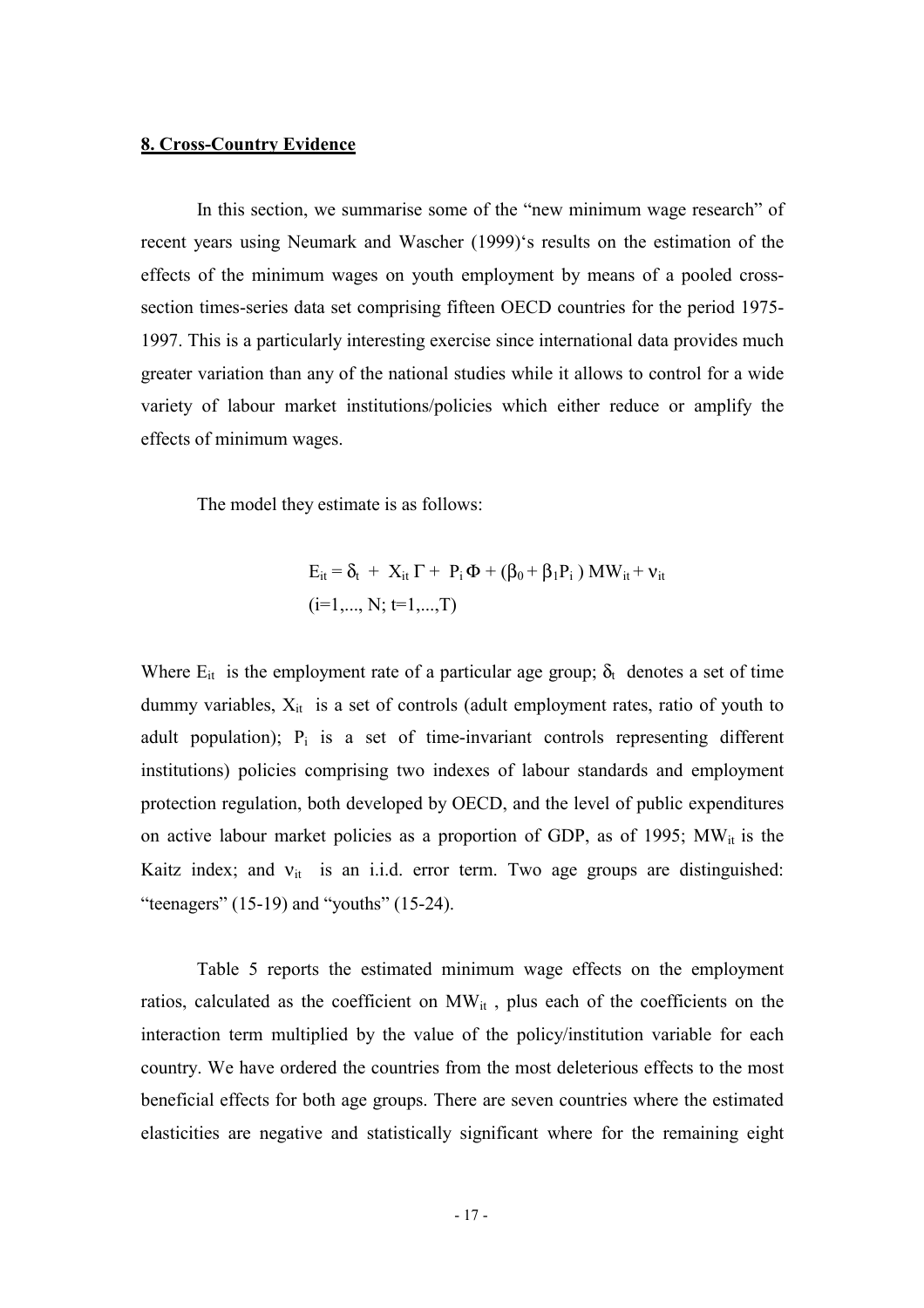## 8. Cross-Country Evidence

In this section, we summarise some of the "new minimum wage research" of recent years using Neumark and Wascher (1999)'s results on the estimation of the effects of the minimum wages on youth employment by means of a pooled cross-section times-series data set comprising fifteen OECD countries for the period 1975-1997. This is a particularly interesting exercise since international data provides much greater variation than any of the national studies while it allows to control for a wide variety of labour market institutions/policies which either reduce or amplify the effects of minimum wages.

The model they estimate is as follows:

$$E_{it} = \delta_t + X_{it}\,\Gamma + P_i\,\Phi + (\beta_0 + \beta_1 P_i)\,MW_{it} + \nu_{it}$$
$$(i=1,\ldots, N;\ t=1,\ldots,T)$$

Where $E_{it}$ is the employment rate of a particular age group; $\delta_t$ denotes a set of time dummy variables, $X_{it}$ is a set of controls (adult employment rates, ratio of youth to adult population); $P_i$ is a set of time-invariant controls representing different institutions) policies comprising two indexes of labour standards and employment protection regulation, both developed by OECD, and the level of public expenditures on active labour market policies as a proportion of GDP, as of 1995; $MW_{it}$ is the Kaitz index; and $\nu_{it}$ is an i.i.d. error term. Two age groups are distinguished: "teenagers" (15-19) and "youths" (15-24).

Table 5 reports the estimated minimum wage effects on the employment ratios, calculated as the coefficient on $MW_{it}$ , plus each of the coefficients on the interaction term multiplied by the value of the policy/institution variable for each country. We have ordered the countries from the most deleterious effects to the most beneficial effects for both age groups. There are seven countries where the estimated elasticities are negative and statistically significant where for the remaining eight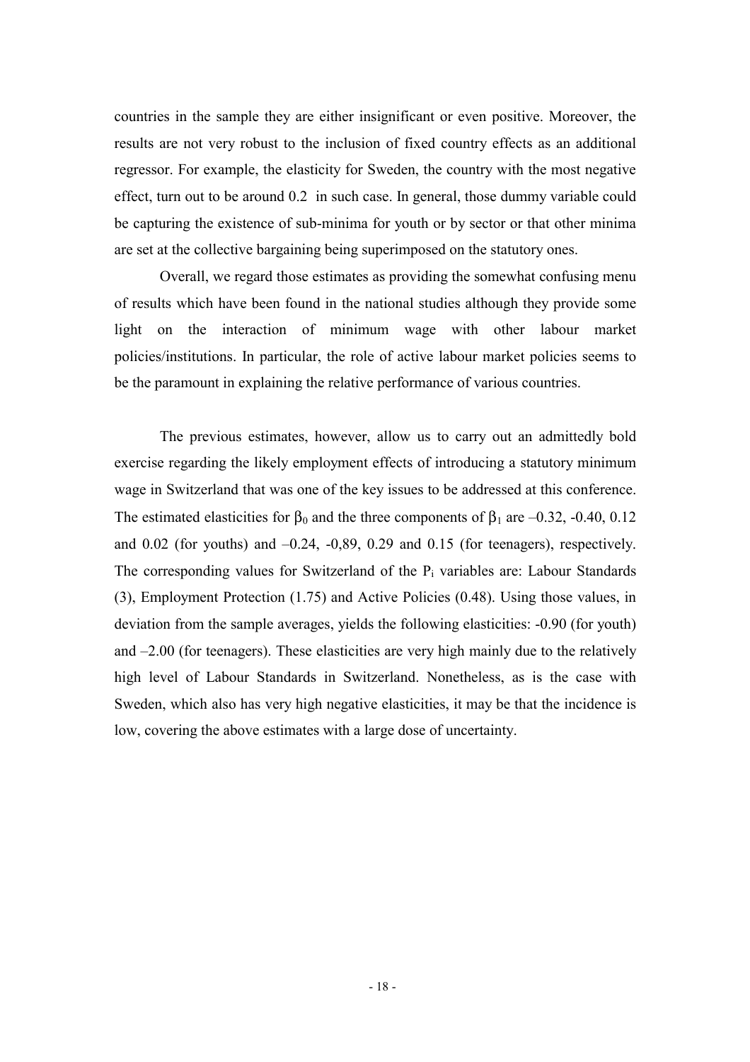countries in the sample they are either insignificant or even positive. Moreover, the results are not very robust to the inclusion of fixed country effects as an additional regressor. For example, the elasticity for Sweden, the country with the most negative effect, turn out to be around 0.2  in such case. In general, those dummy variable could be capturing the existence of sub-minima for youth or by sector or that other minima are set at the collective bargaining being superimposed on the statutory ones.

Overall, we regard those estimates as providing the somewhat confusing menu of results which have been found in the national studies although they provide some light on the interaction of minimum wage with other labour market policies/institutions. In particular, the role of active labour market policies seems to be the paramount in explaining the relative performance of various countries.

The previous estimates, however, allow us to carry out an admittedly bold exercise regarding the likely employment effects of introducing a statutory minimum wage in Switzerland that was one of the key issues to be addressed at this conference. The estimated elasticities for $\beta_0$ and the three components of $\beta_1$ are –0.32, -0.40, 0.12 and 0.02 (for youths) and –0.24, -0,89, 0.29 and 0.15 (for teenagers), respectively. The corresponding values for Switzerland of the $P_i$ variables are: Labour Standards (3), Employment Protection (1.75) and Active Policies (0.48). Using those values, in deviation from the sample averages, yields the following elasticities: -0.90 (for youth) and –2.00 (for teenagers). These elasticities are very high mainly due to the relatively high level of Labour Standards in Switzerland. Nonetheless, as is the case with Sweden, which also has very high negative elasticities, it may be that the incidence is low, covering the above estimates with a large dose of uncertainty.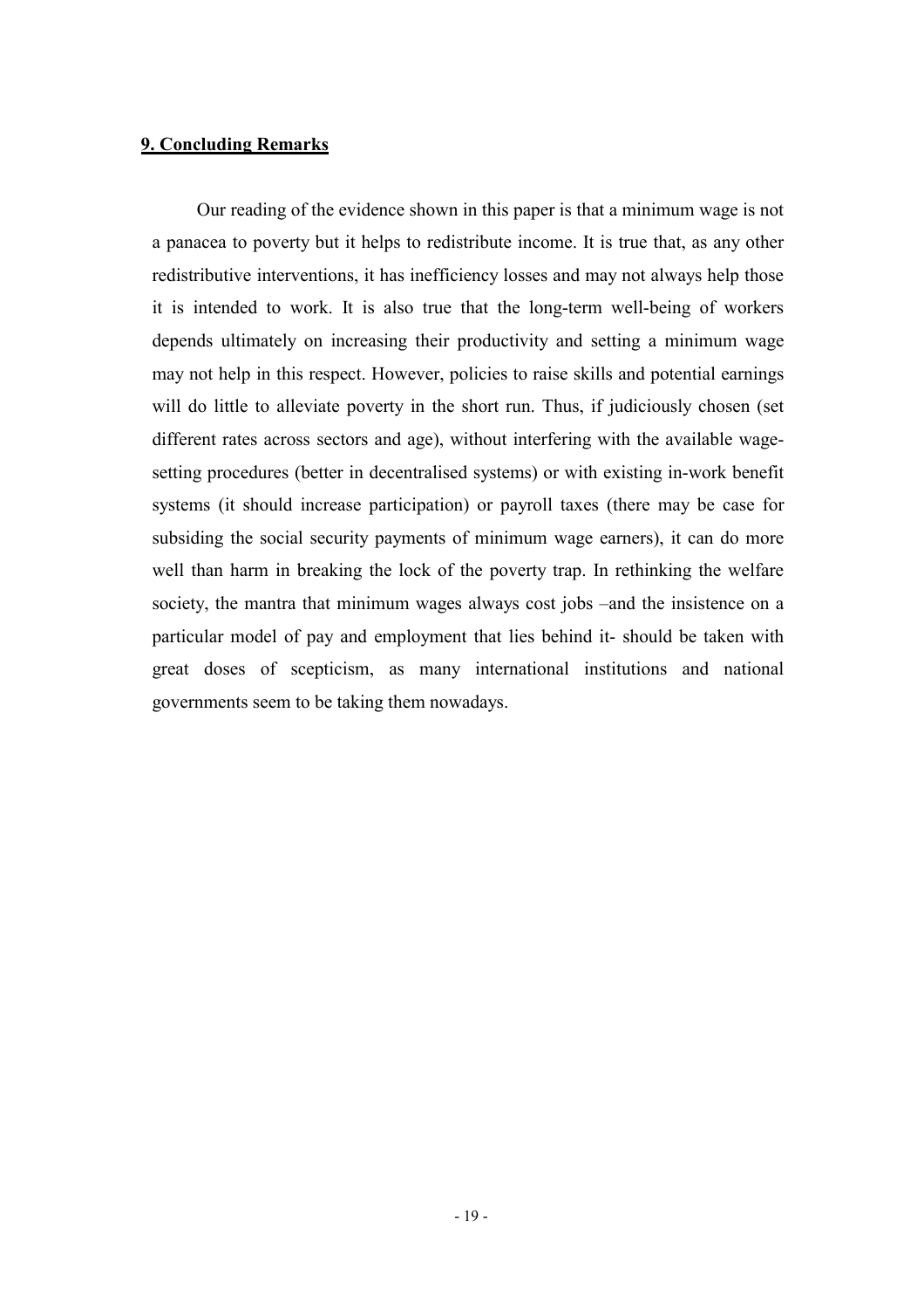## 9. Concluding Remarks

Our reading of the evidence shown in this paper is that a minimum wage is not a panacea to poverty but it helps to redistribute income. It is true that, as any other redistributive interventions, it has inefficiency losses and may not always help those it is intended to work. It is also true that the long-term well-being of workers depends ultimately on increasing their productivity and setting a minimum wage may not help in this respect. However, policies to raise skills and potential earnings will do little to alleviate poverty in the short run. Thus, if judiciously chosen (set different rates across sectors and age), without interfering with the available wage-setting procedures (better in decentralised systems) or with existing in-work benefit systems (it should increase participation) or payroll taxes (there may be case for subsiding the social security payments of minimum wage earners), it can do more well than harm in breaking the lock of the poverty trap. In rethinking the welfare society, the mantra that minimum wages always cost jobs –and the insistence on a particular model of pay and employment that lies behind it- should be taken with great doses of scepticism, as many international institutions and national governments seem to be taking them nowadays.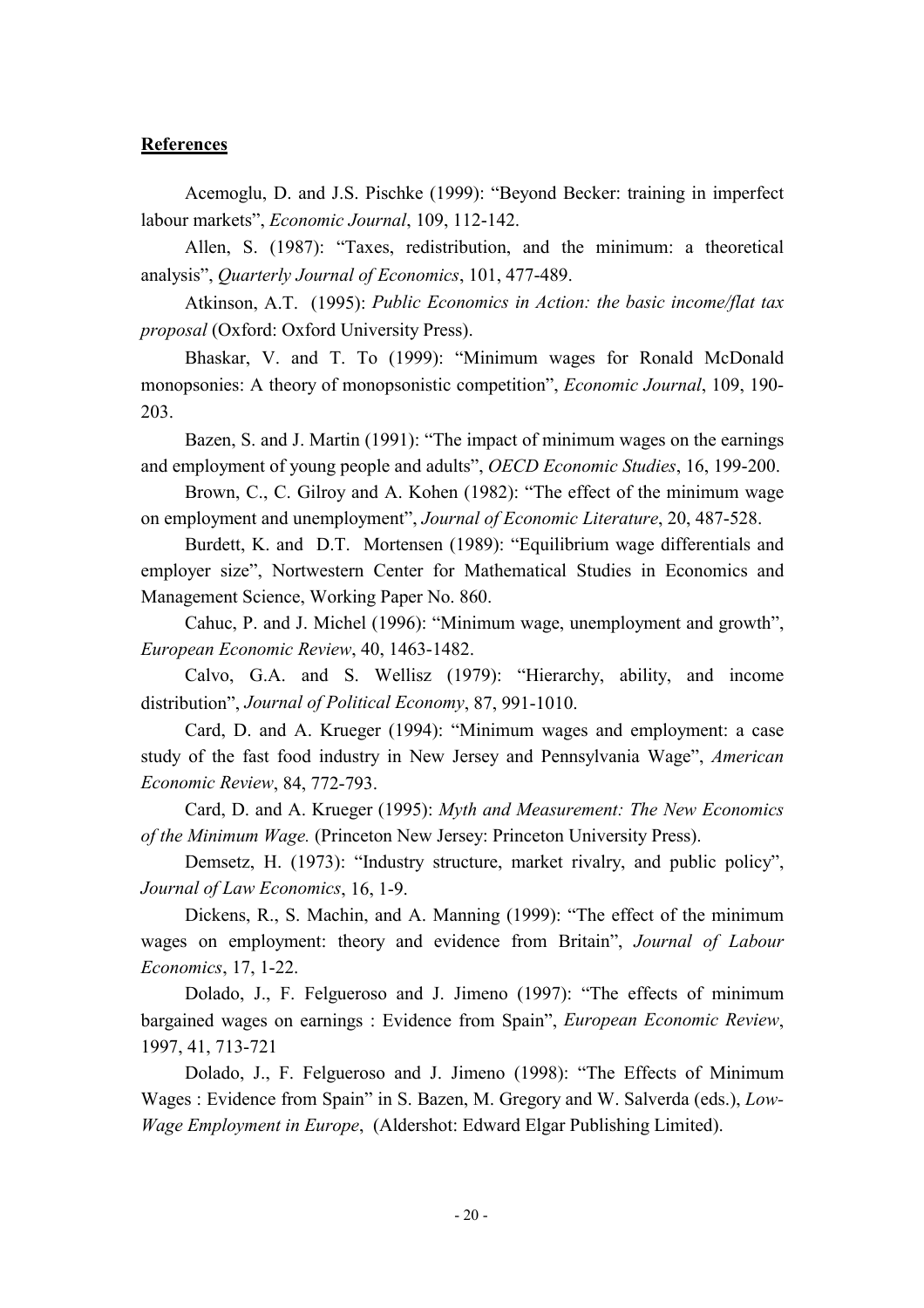## References

Acemoglu, D. and J.S. Pischke (1999): "Beyond Becker: training in imperfect labour markets", *Economic Journal*, 109, 112-142.

Allen, S. (1987): "Taxes, redistribution, and the minimum: a theoretical analysis", *Quarterly Journal of Economics*, 101, 477-489.

Atkinson, A.T. (1995): *Public Economics in Action: the basic income/flat tax proposal* (Oxford: Oxford University Press).

Bhaskar, V. and T. To (1999): "Minimum wages for Ronald McDonald monopsonies: A theory of monopsonistic competition", *Economic Journal*, 109, 190-203.

Bazen, S. and J. Martin (1991): "The impact of minimum wages on the earnings and employment of young people and adults", *OECD Economic Studies*, 16, 199-200.

Brown, C., C. Gilroy and A. Kohen (1982): "The effect of the minimum wage on employment and unemployment", *Journal of Economic Literature*, 20, 487-528.

Burdett, K. and D.T. Mortensen (1989): "Equilibrium wage differentials and employer size", Nortwestern Center for Mathematical Studies in Economics and Management Science, Working Paper No. 860.

Cahuc, P. and J. Michel (1996): "Minimum wage, unemployment and growth", *European Economic Review*, 40, 1463-1482.

Calvo, G.A. and S. Wellisz (1979): "Hierarchy, ability, and income distribution", *Journal of Political Economy*, 87, 991-1010.

Card, D. and A. Krueger (1994): "Minimum wages and employment: a case study of the fast food industry in New Jersey and Pennsylvania Wage", *American Economic Review*, 84, 772-793.

Card, D. and A. Krueger (1995): *Myth and Measurement: The New Economics of the Minimum Wage.* (Princeton New Jersey: Princeton University Press).

Demsetz, H. (1973): "Industry structure, market rivalry, and public policy", *Journal of Law Economics*, 16, 1-9.

Dickens, R., S. Machin, and A. Manning (1999): "The effect of the minimum wages on employment: theory and evidence from Britain", *Journal of Labour Economics*, 17, 1-22.

Dolado, J., F. Felgueroso and J. Jimeno (1997): "The effects of minimum bargained wages on earnings : Evidence from Spain", *European Economic Review*, 1997, 41, 713-721

Dolado, J., F. Felgueroso and J. Jimeno (1998): "The Effects of Minimum Wages : Evidence from Spain" in S. Bazen, M. Gregory and W. Salverda (eds.), *Low-Wage Employment in Europe*, (Aldershot: Edward Elgar Publishing Limited).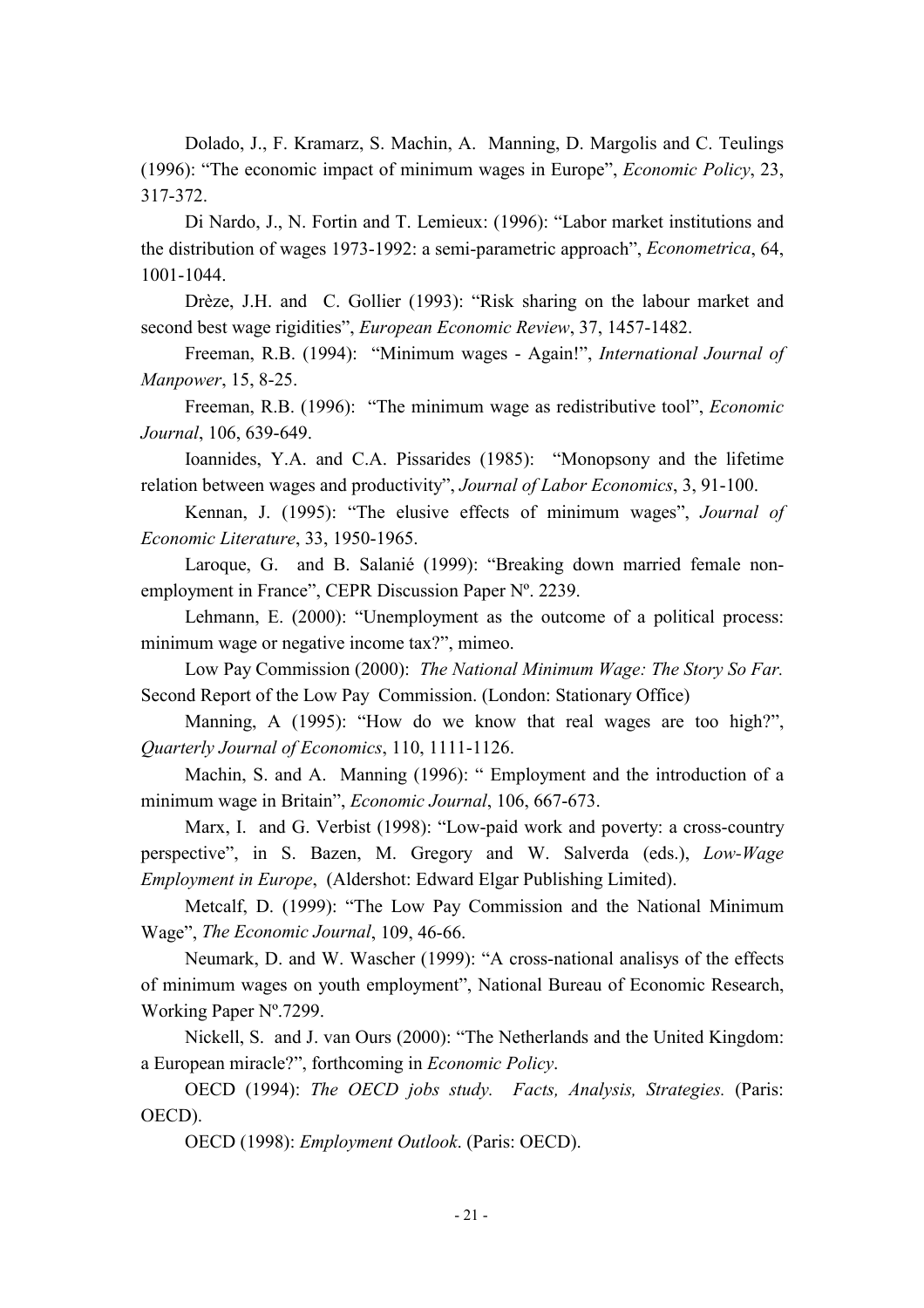Dolado, J., F. Kramarz, S. Machin, A. Manning, D. Margolis and C. Teulings (1996): "The economic impact of minimum wages in Europe", *Economic Policy*, 23, 317-372.

Di Nardo, J., N. Fortin and T. Lemieux: (1996): "Labor market institutions and the distribution of wages 1973-1992: a semi-parametric approach", *Econometrica*, 64, 1001-1044.

Drèze, J.H. and C. Gollier (1993): "Risk sharing on the labour market and second best wage rigidities", *European Economic Review*, 37, 1457-1482.

Freeman, R.B. (1994): "Minimum wages - Again!", *International Journal of Manpower*, 15, 8-25.

Freeman, R.B. (1996): "The minimum wage as redistributive tool", *Economic Journal*, 106, 639-649.

Ioannides, Y.A. and C.A. Pissarides (1985): "Monopsony and the lifetime relation between wages and productivity", *Journal of Labor Economics*, 3, 91-100.

Kennan, J. (1995): "The elusive effects of minimum wages", *Journal of Economic Literature*, 33, 1950-1965.

Laroque, G. and B. Salanié (1999): "Breaking down married female non-employment in France", CEPR Discussion Paper Nº. 2239.

Lehmann, E. (2000): "Unemployment as the outcome of a political process: minimum wage or negative income tax?", mimeo.

Low Pay Commission (2000): *The National Minimum Wage: The Story So Far.* Second Report of the Low Pay Commission. (London: Stationary Office)

Manning, A (1995): "How do we know that real wages are too high?", *Quarterly Journal of Economics*, 110, 1111-1126.

Machin, S. and A. Manning (1996): " Employment and the introduction of a minimum wage in Britain", *Economic Journal*, 106, 667-673.

Marx, I. and G. Verbist (1998): "Low-paid work and poverty: a cross-country perspective", in S. Bazen, M. Gregory and W. Salverda (eds.), *Low-Wage Employment in Europe*, (Aldershot: Edward Elgar Publishing Limited).

Metcalf, D. (1999): "The Low Pay Commission and the National Minimum Wage", *The Economic Journal*, 109, 46-66.

Neumark, D. and W. Wascher (1999): "A cross-national analisys of the effects of minimum wages on youth employment", National Bureau of Economic Research, Working Paper Nº.7299.

Nickell, S. and J. van Ours (2000): "The Netherlands and the United Kingdom: a European miracle?", forthcoming in *Economic Policy*.

OECD (1994): *The OECD jobs study. Facts, Analysis, Strategies.* (Paris: OECD).

OECD (1998): *Employment Outlook*. (Paris: OECD).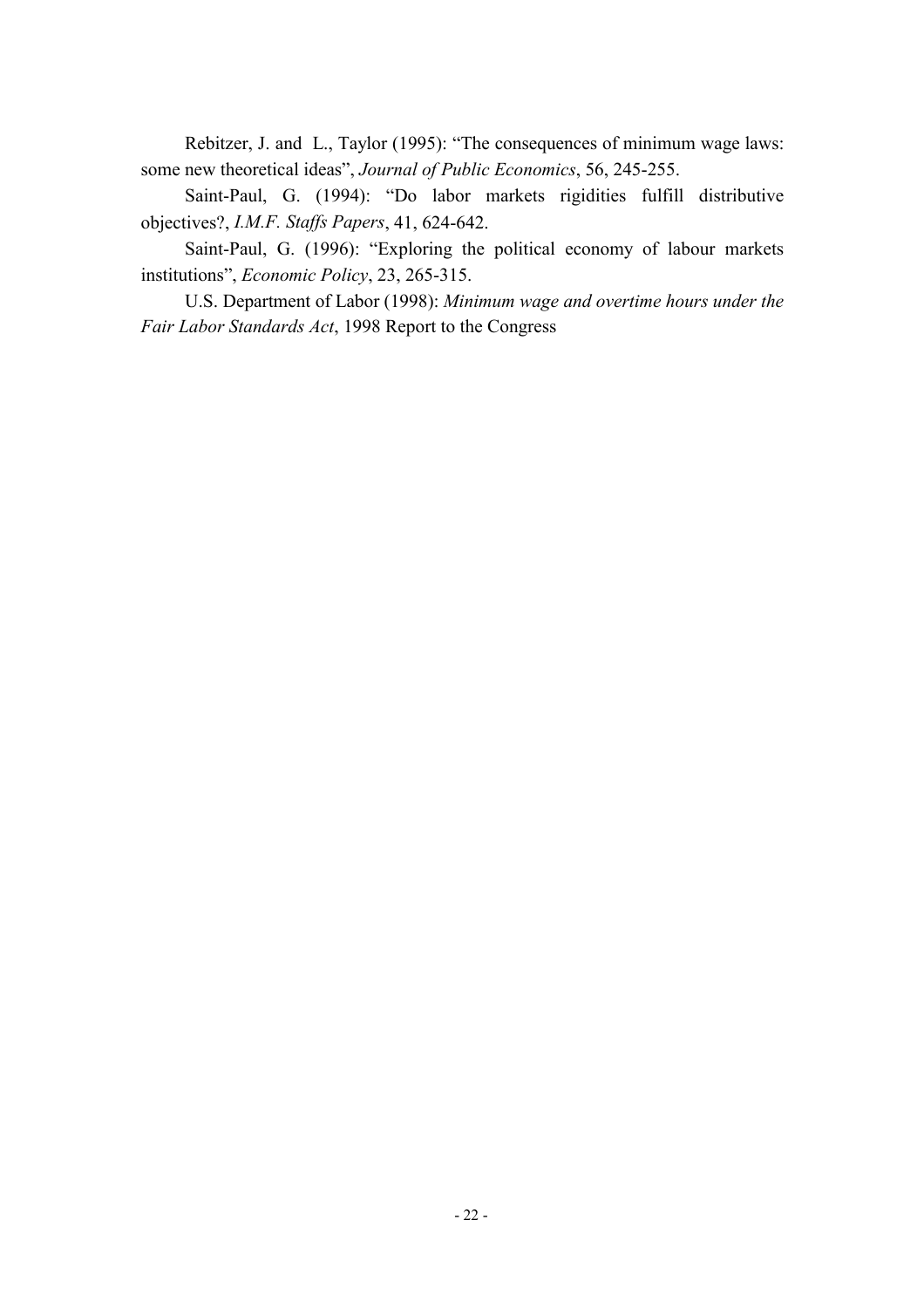Rebitzer, J. and L., Taylor (1995): "The consequences of minimum wage laws: some new theoretical ideas", *Journal of Public Economics*, 56, 245-255.

Saint-Paul, G. (1994): "Do labor markets rigidities fulfill distributive objectives?, *I.M.F. Staffs Papers*, 41, 624-642.

Saint-Paul, G. (1996): "Exploring the political economy of labour markets institutions", *Economic Policy*, 23, 265-315.

U.S. Department of Labor (1998): *Minimum wage and overtime hours under the Fair Labor Standards Act*, 1998 Report to the Congress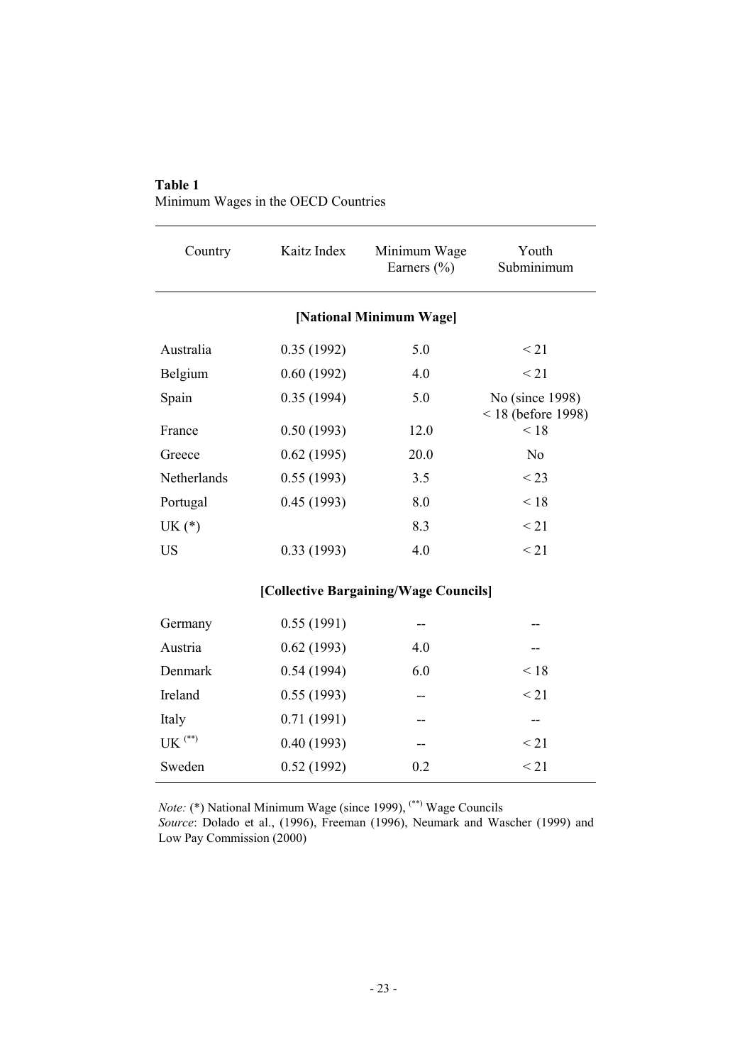**Table 1**
Minimum Wages in the OECD Countries

| Country | Kaitz Index | Minimum Wage Earners (%) | Youth Subminimum |
|---|---|---|---|
| **[National Minimum Wage]** | | | |
| Australia | 0.35 (1992) | 5.0 | < 21 |
| Belgium | 0.60 (1992) | 4.0 | < 21 |
| Spain | 0.35 (1994) | 5.0 | No (since 1998) < 18 (before 1998) |
| France | 0.50 (1993) | 12.0 | < 18 |
| Greece | 0.62 (1995) | 20.0 | No |
| Netherlands | 0.55 (1993) | 3.5 | < 23 |
| Portugal | 0.45 (1993) | 8.0 | < 18 |
| UK (*) | | 8.3 | < 21 |
| US | 0.33 (1993) | 4.0 | < 21 |
| **[Collective Bargaining/Wage Councils]** | | | |
| Germany | 0.55 (1991) | -- | -- |
| Austria | 0.62 (1993) | 4.0 | -- |
| Denmark | 0.54 (1994) | 6.0 | < 18 |
| Ireland | 0.55 (1993) | -- | < 21 |
| Italy | 0.71 (1991) | -- | -- |
| UK (**) | 0.40 (1993) | -- | < 21 |
| Sweden | 0.52 (1992) | 0.2 | < 21 |

*Note:* (*) National Minimum Wage (since 1999), (**) Wage Councils
*Source*: Dolado et al., (1996), Freeman (1996), Neumark and Wascher (1999) and Low Pay Commission (2000)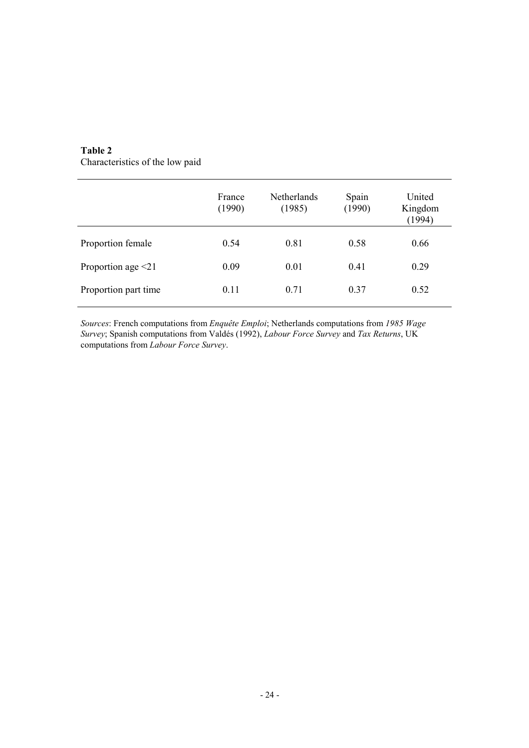**Table 2**
Characteristics of the low paid

| | France (1990) | Netherlands (1985) | Spain (1990) | United Kingdom (1994) |
|---|---|---|---|---|
| Proportion female | 0.54 | 0.81 | 0.58 | 0.66 |
| Proportion age <21 | 0.09 | 0.01 | 0.41 | 0.29 |
| Proportion part time | 0.11 | 0.71 | 0.37 | 0.52 |

*Sources*: French computations from *Enquête Emploi*; Netherlands computations from *1985 Wage Survey*; Spanish computations from Valdés (1992), *Labour Force Survey* and *Tax Returns*, UK computations from *Labour Force Survey*.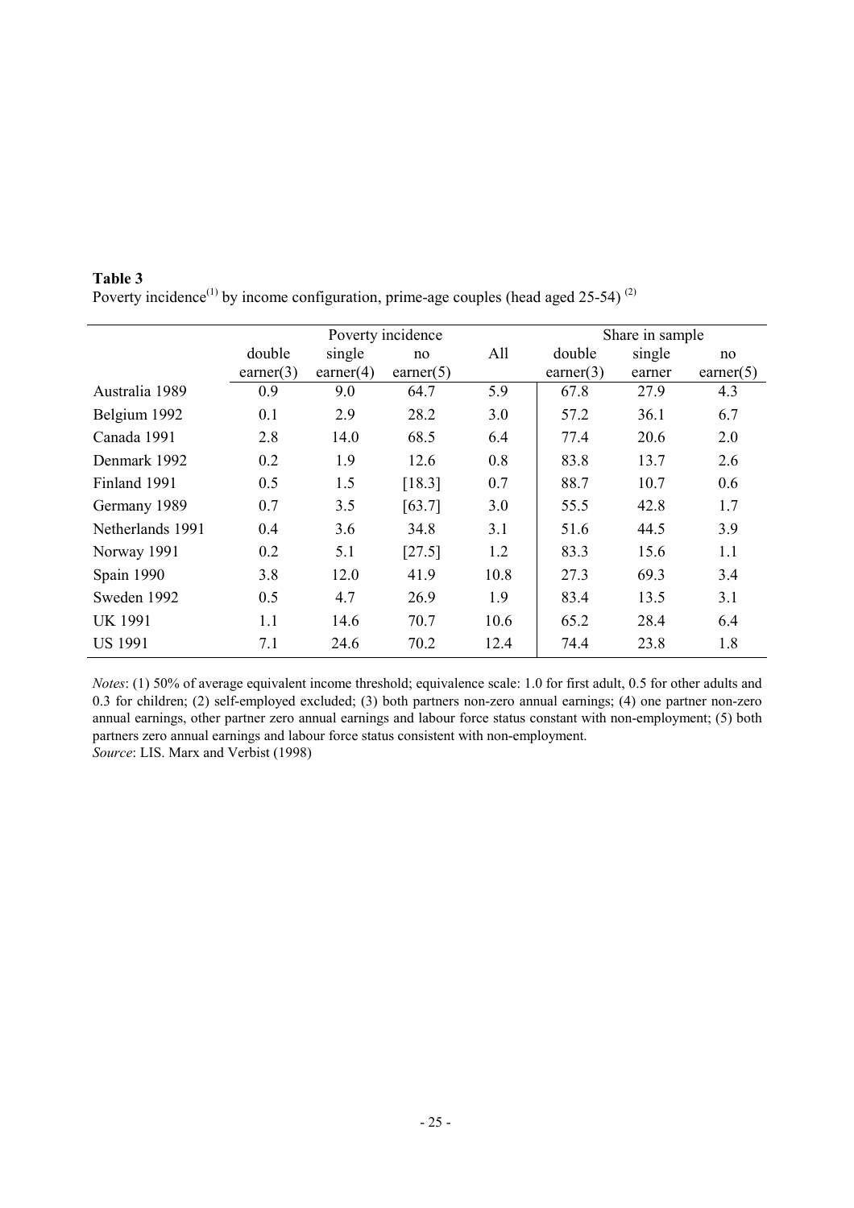**Table 3**

Poverty incidence[(1)] by income configuration, prime-age couples (head aged 25-54) [(2)]

| | Poverty incidence | | | | Share in sample | | |
|---|---|---|---|---|---|---|---|
| | double earner(3) | single earner(4) | no earner(5) | All | double earner(3) | single earner | no earner(5) |
| Australia 1989 | 0.9 | 9.0 | 64.7 | 5.9 | 67.8 | 27.9 | 4.3 |
| Belgium 1992 | 0.1 | 2.9 | 28.2 | 3.0 | 57.2 | 36.1 | 6.7 |
| Canada 1991 | 2.8 | 14.0 | 68.5 | 6.4 | 77.4 | 20.6 | 2.0 |
| Denmark 1992 | 0.2 | 1.9 | 12.6 | 0.8 | 83.8 | 13.7 | 2.6 |
| Finland 1991 | 0.5 | 1.5 | [18.3] | 0.7 | 88.7 | 10.7 | 0.6 |
| Germany 1989 | 0.7 | 3.5 | [63.7] | 3.0 | 55.5 | 42.8 | 1.7 |
| Netherlands 1991 | 0.4 | 3.6 | 34.8 | 3.1 | 51.6 | 44.5 | 3.9 |
| Norway 1991 | 0.2 | 5.1 | [27.5] | 1.2 | 83.3 | 15.6 | 1.1 |
| Spain 1990 | 3.8 | 12.0 | 41.9 | 10.8 | 27.3 | 69.3 | 3.4 |
| Sweden 1992 | 0.5 | 4.7 | 26.9 | 1.9 | 83.4 | 13.5 | 3.1 |
| UK 1991 | 1.1 | 14.6 | 70.7 | 10.6 | 65.2 | 28.4 | 6.4 |
| US 1991 | 7.1 | 24.6 | 70.2 | 12.4 | 74.4 | 23.8 | 1.8 |

*Notes*: (1) 50% of average equivalent income threshold; equivalence scale: 1.0 for first adult, 0.5 for other adults and 0.3 for children; (2) self-employed excluded; (3) both partners non-zero annual earnings; (4) one partner non-zero annual earnings, other partner zero annual earnings and labour force status constant with non-employment; (5) both partners zero annual earnings and labour force status consistent with non-employment.
*Source*: LIS. Marx and Verbist (1998)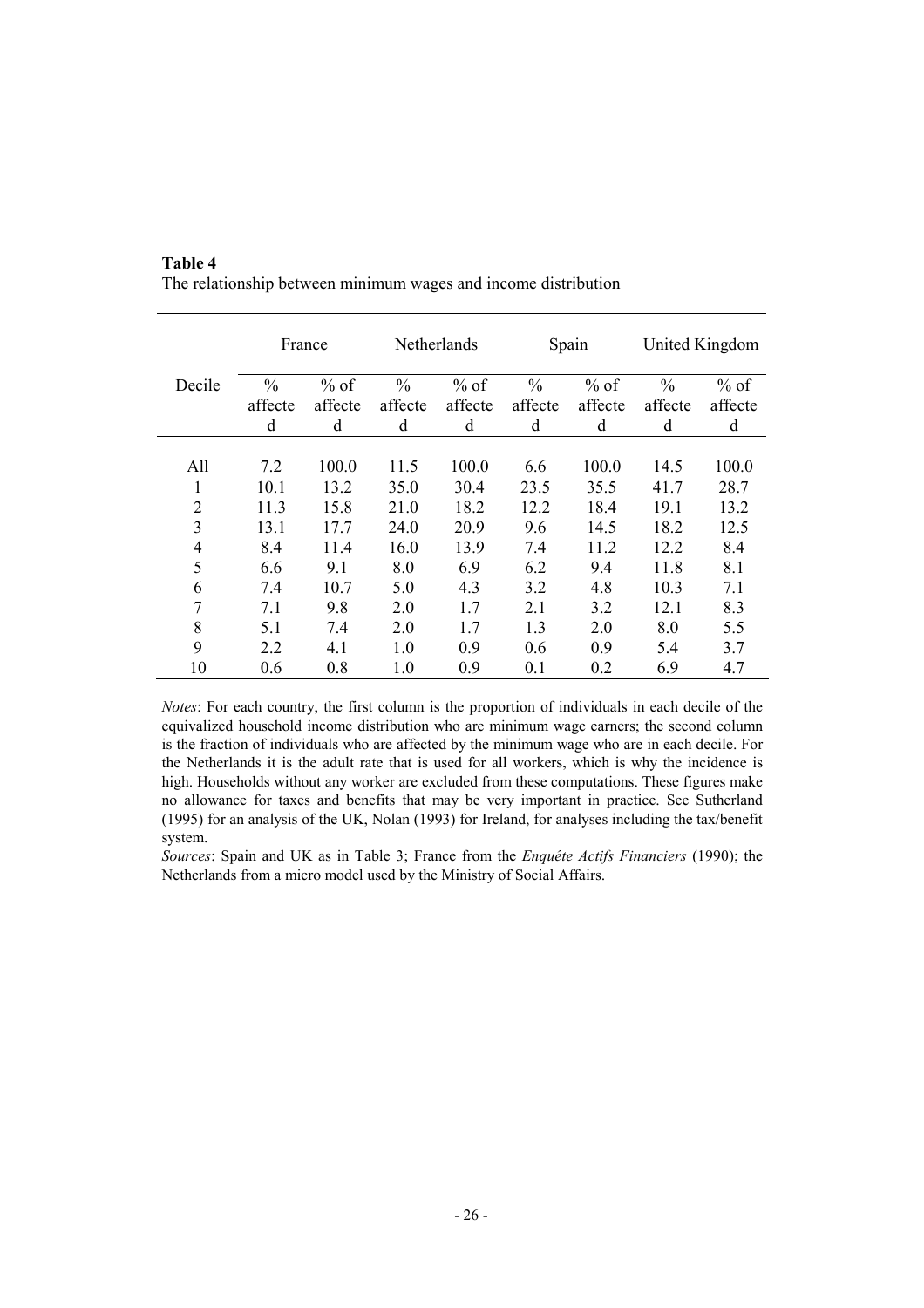**Table 4**
The relationship between minimum wages and income distribution

| | France | | Netherlands | | Spain | | United Kingdom | |
|---|---|---|---|---|---|---|---|---|
| Decile | % affected | % of affected | % affected | % of affected | % affected | % of affected | % affected | % of affected |
| All | 7.2 | 100.0 | 11.5 | 100.0 | 6.6 | 100.0 | 14.5 | 100.0 |
| 1 | 10.1 | 13.2 | 35.0 | 30.4 | 23.5 | 35.5 | 41.7 | 28.7 |
| 2 | 11.3 | 15.8 | 21.0 | 18.2 | 12.2 | 18.4 | 19.1 | 13.2 |
| 3 | 13.1 | 17.7 | 24.0 | 20.9 | 9.6 | 14.5 | 18.2 | 12.5 |
| 4 | 8.4 | 11.4 | 16.0 | 13.9 | 7.4 | 11.2 | 12.2 | 8.4 |
| 5 | 6.6 | 9.1 | 8.0 | 6.9 | 6.2 | 9.4 | 11.8 | 8.1 |
| 6 | 7.4 | 10.7 | 5.0 | 4.3 | 3.2 | 4.8 | 10.3 | 7.1 |
| 7 | 7.1 | 9.8 | 2.0 | 1.7 | 2.1 | 3.2 | 12.1 | 8.3 |
| 8 | 5.1 | 7.4 | 2.0 | 1.7 | 1.3 | 2.0 | 8.0 | 5.5 |
| 9 | 2.2 | 4.1 | 1.0 | 0.9 | 0.6 | 0.9 | 5.4 | 3.7 |
| 10 | 0.6 | 0.8 | 1.0 | 0.9 | 0.1 | 0.2 | 6.9 | 4.7 |

*Notes*: For each country, the first column is the proportion of individuals in each decile of the equivalized household income distribution who are minimum wage earners; the second column is the fraction of individuals who are affected by the minimum wage who are in each decile. For the Netherlands it is the adult rate that is used for all workers, which is why the incidence is high. Households without any worker are excluded from these computations. These figures make no allowance for taxes and benefits that may be very important in practice. See Sutherland (1995) for an analysis of the UK, Nolan (1993) for Ireland, for analyses including the tax/benefit system.

*Sources*: Spain and UK as in Table 3; France from the *Enquête Actifs Financiers* (1990); the Netherlands from a micro model used by the Ministry of Social Affairs.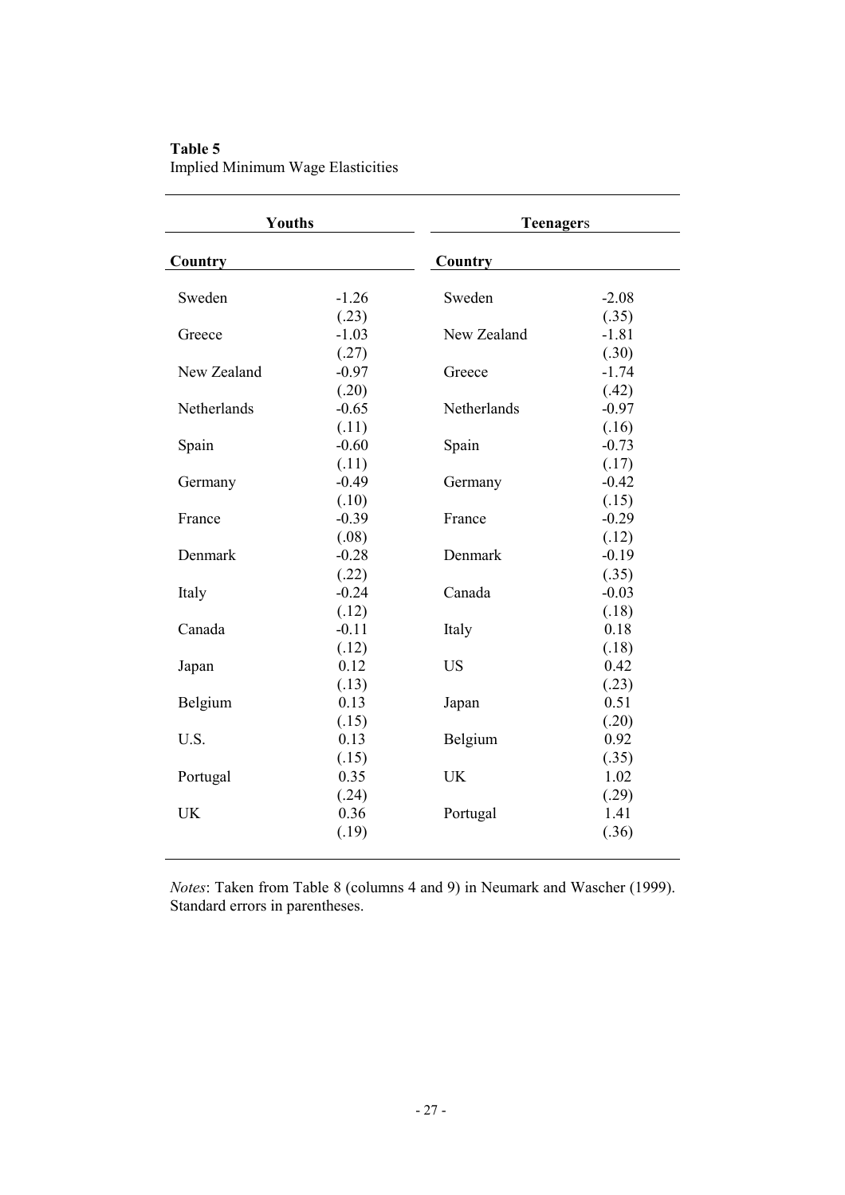**Table 5**
Implied Minimum Wage Elasticities

| Youths | | Teenagers | |
|---|---|---|---|
| **Country** | | **Country** | |
| Sweden | -1.26 | Sweden | -2.08 |
| | (.23) | | (.35) |
| Greece | -1.03 | New Zealand | -1.81 |
| | (.27) | | (.30) |
| New Zealand | -0.97 | Greece | -1.74 |
| | (.20) | | (.42) |
| Netherlands | -0.65 | Netherlands | -0.97 |
| | (.11) | | (.16) |
| Spain | -0.60 | Spain | -0.73 |
| | (.11) | | (.17) |
| Germany | -0.49 | Germany | -0.42 |
| | (.10) | | (.15) |
| France | -0.39 | France | -0.29 |
| | (.08) | | (.12) |
| Denmark | -0.28 | Denmark | -0.19 |
| | (.22) | | (.35) |
| Italy | -0.24 | Canada | -0.03 |
| | (.12) | | (.18) |
| Canada | -0.11 | Italy | 0.18 |
| | (.12) | | (.18) |
| Japan | 0.12 | US | 0.42 |
| | (.13) | | (.23) |
| Belgium | 0.13 | Japan | 0.51 |
| | (.15) | | (.20) |
| U.S. | 0.13 | Belgium | 0.92 |
| | (.15) | | (.35) |
| Portugal | 0.35 | UK | 1.02 |
| | (.24) | | (.29) |
| UK | 0.36 | Portugal | 1.41 |
| | (.19) | | (.36) |

*Notes*: Taken from Table 8 (columns 4 and 9) in Neumark and Wascher (1999). Standard errors in parentheses.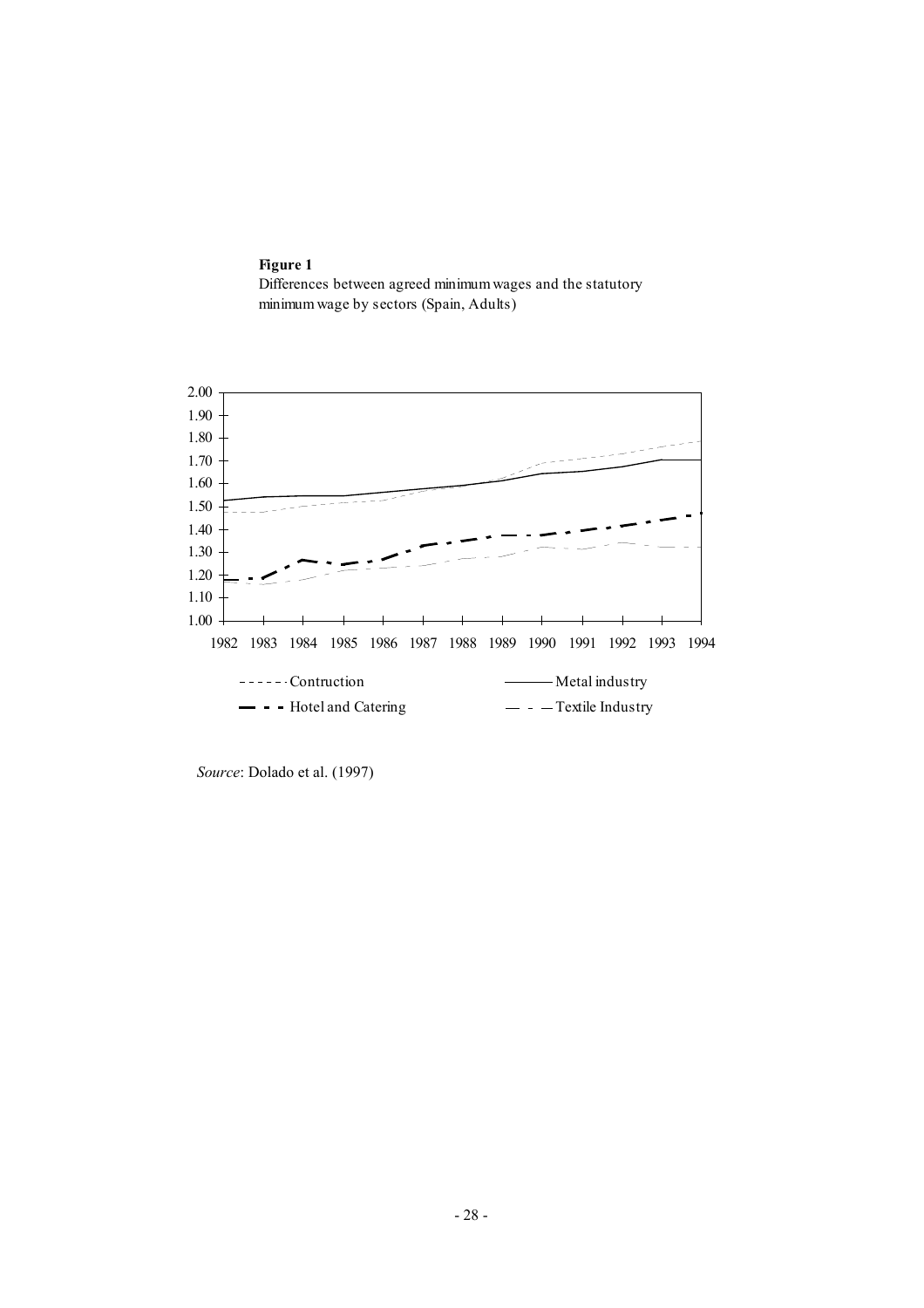**Figure 1**
Differences between agreed minimum wages and the statutory minimum wage by sectors (Spain, Adults)

*Source*: Dolado et al. (1997)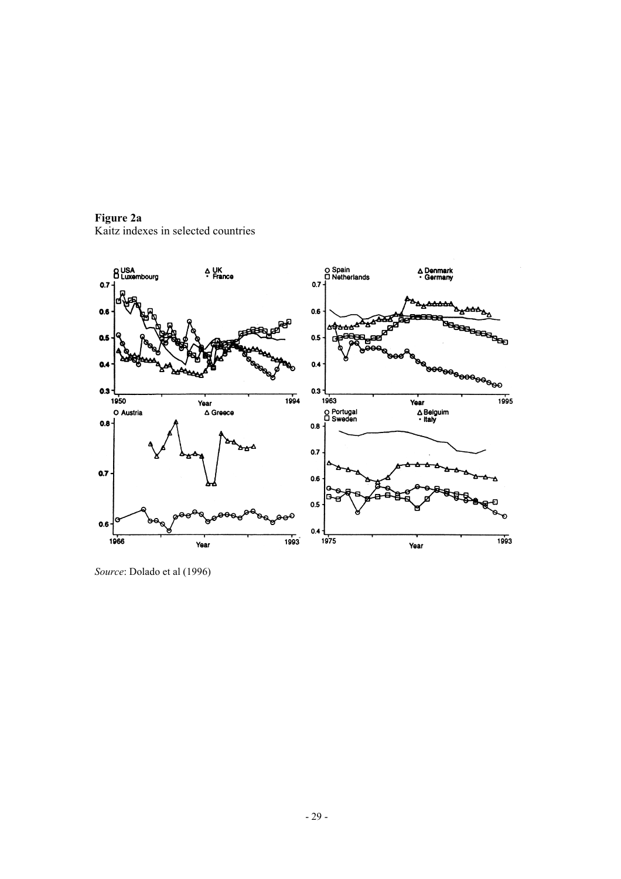**Figure 2a**
Kaitz indexes in selected countries

*Source*: Dolado et al (1996)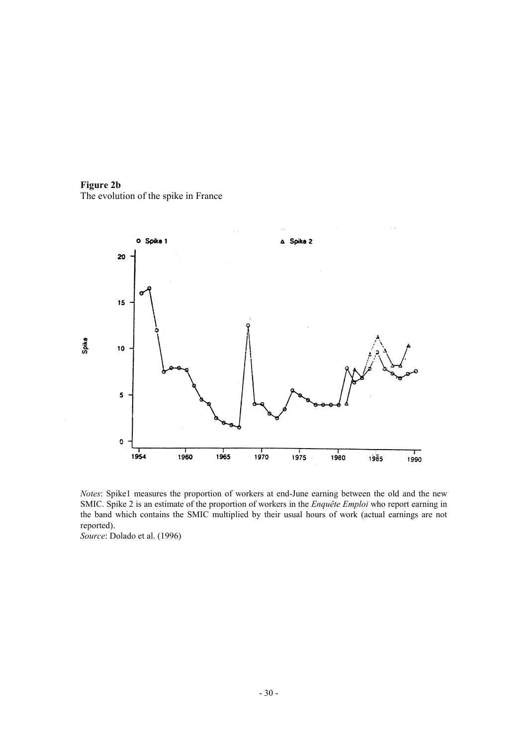**Figure 2b**
The evolution of the spike in France

*Notes*: Spike1 measures the proportion of workers at end-June earning between the old and the new SMIC. Spike 2 is an estimate of the proportion of workers in the *Enquête Emploi* who report earning in the band which contains the SMIC multiplied by their usual hours of work (actual earnings are not reported).
*Source*: Dolado et al. (1996)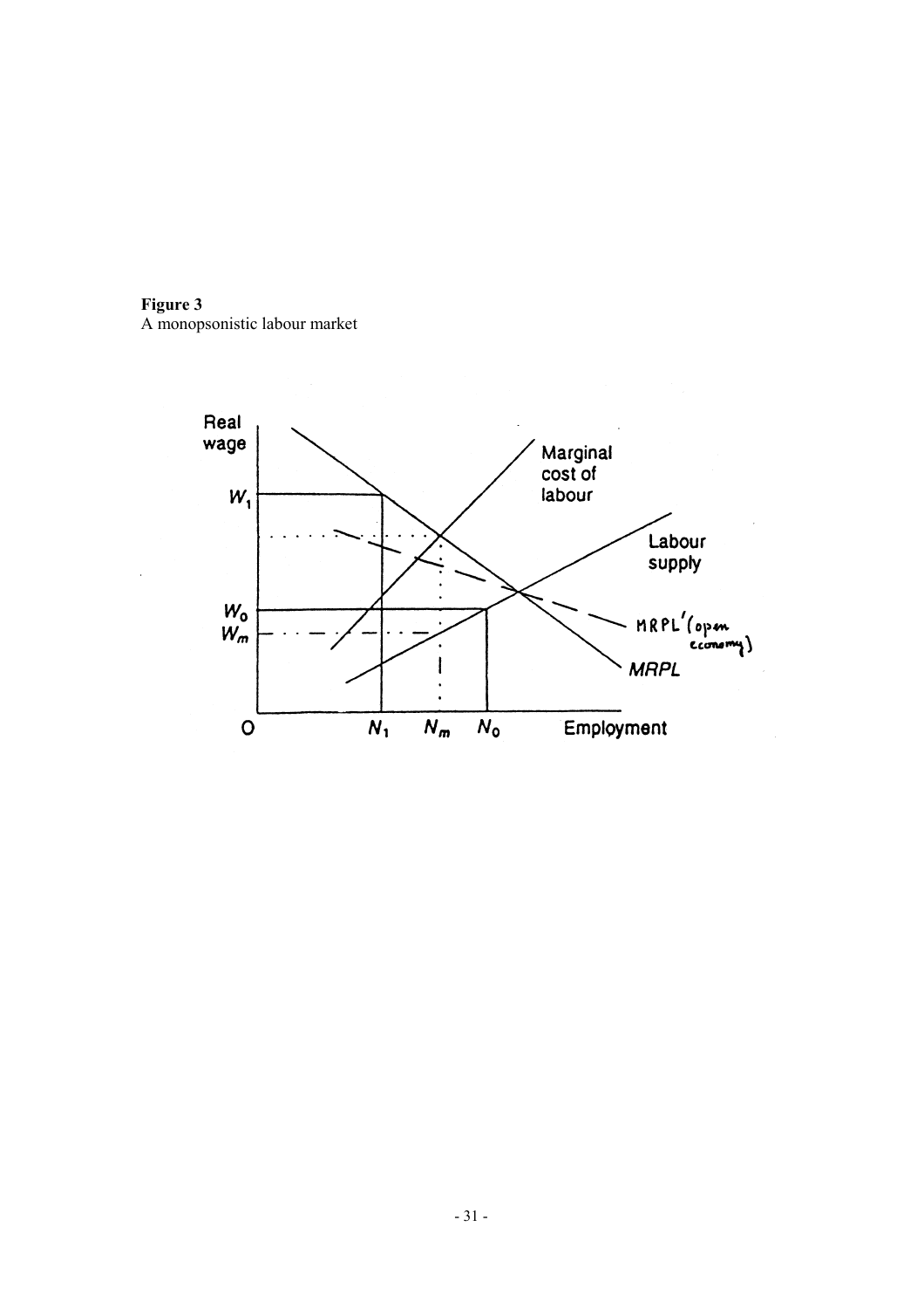**Figure 3**
A monopsonistic labour market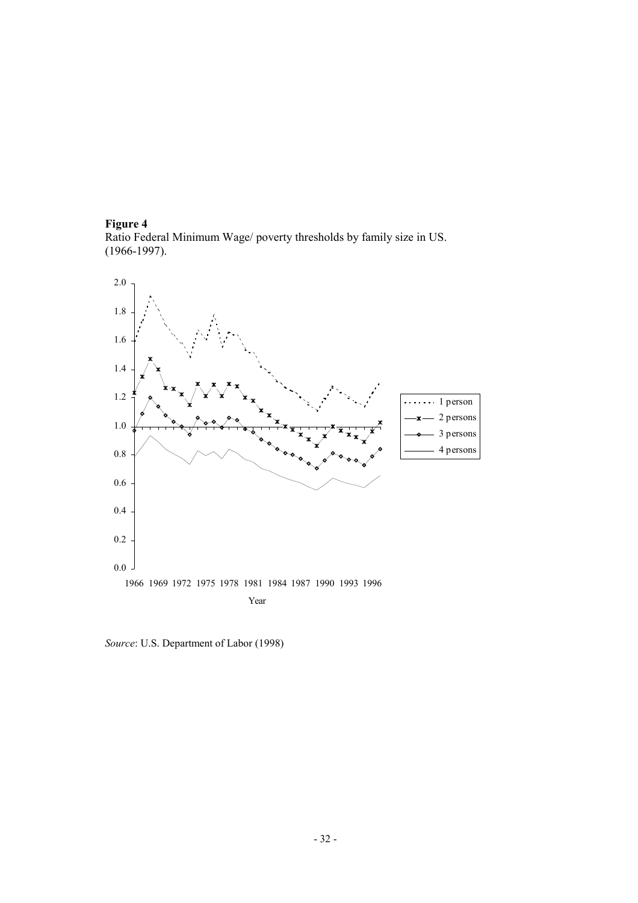**Figure 4**
Ratio Federal Minimum Wage/ poverty thresholds by family size in US. (1966-1997).

*Source*: U.S. Department of Labor (1998)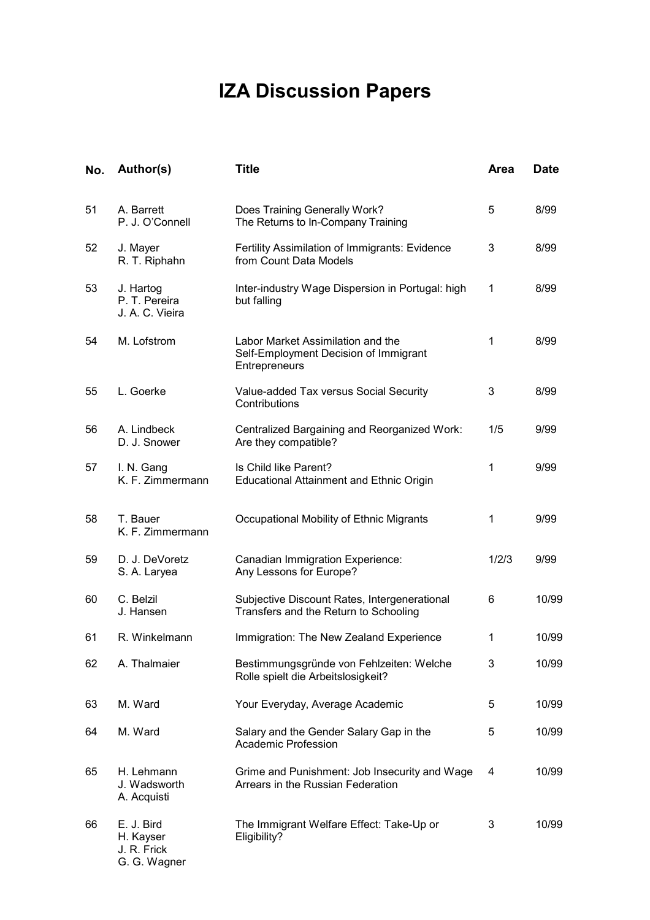# IZA Discussion Papers

| No. | Author(s) | Title | Area | Date |
|---|---|---|---|---|
| 51 | A. Barrett<br>P. J. O'Connell | Does Training Generally Work?<br>The Returns to In-Company Training | 5 | 8/99 |
| 52 | J. Mayer<br>R. T. Riphahn | Fertility Assimilation of Immigrants: Evidence from Count Data Models | 3 | 8/99 |
| 53 | J. Hartog<br>P. T. Pereira<br>J. A. C. Vieira | Inter-industry Wage Dispersion in Portugal: high but falling | 1 | 8/99 |
| 54 | M. Lofstrom | Labor Market Assimilation and the Self-Employment Decision of Immigrant Entrepreneurs | 1 | 8/99 |
| 55 | L. Goerke | Value-added Tax versus Social Security Contributions | 3 | 8/99 |
| 56 | A. Lindbeck<br>D. J. Snower | Centralized Bargaining and Reorganized Work: Are they compatible? | 1/5 | 9/99 |
| 57 | I. N. Gang<br>K. F. Zimmermann | Is Child like Parent?<br>Educational Attainment and Ethnic Origin | 1 | 9/99 |
| 58 | T. Bauer<br>K. F. Zimmermann | Occupational Mobility of Ethnic Migrants | 1 | 9/99 |
| 59 | D. J. DeVoretz<br>S. A. Laryea | Canadian Immigration Experience:<br>Any Lessons for Europe? | 1/2/3 | 9/99 |
| 60 | C. Belzil<br>J. Hansen | Subjective Discount Rates, Intergenerational Transfers and the Return to Schooling | 6 | 10/99 |
| 61 | R. Winkelmann | Immigration: The New Zealand Experience | 1 | 10/99 |
| 62 | A. Thalmaier | Bestimmungsgründe von Fehlzeiten: Welche Rolle spielt die Arbeitslosigkeit? | 3 | 10/99 |
| 63 | M. Ward | Your Everyday, Average Academic | 5 | 10/99 |
| 64 | M. Ward | Salary and the Gender Salary Gap in the Academic Profession | 5 | 10/99 |
| 65 | H. Lehmann<br>J. Wadsworth<br>A. Acquisti | Grime and Punishment: Job Insecurity and Wage Arrears in the Russian Federation | 4 | 10/99 |
| 66 | E. J. Bird<br>H. Kayser<br>J. R. Frick<br>G. G. Wagner | The Immigrant Welfare Effect: Take-Up or Eligibility? | 3 | 10/99 |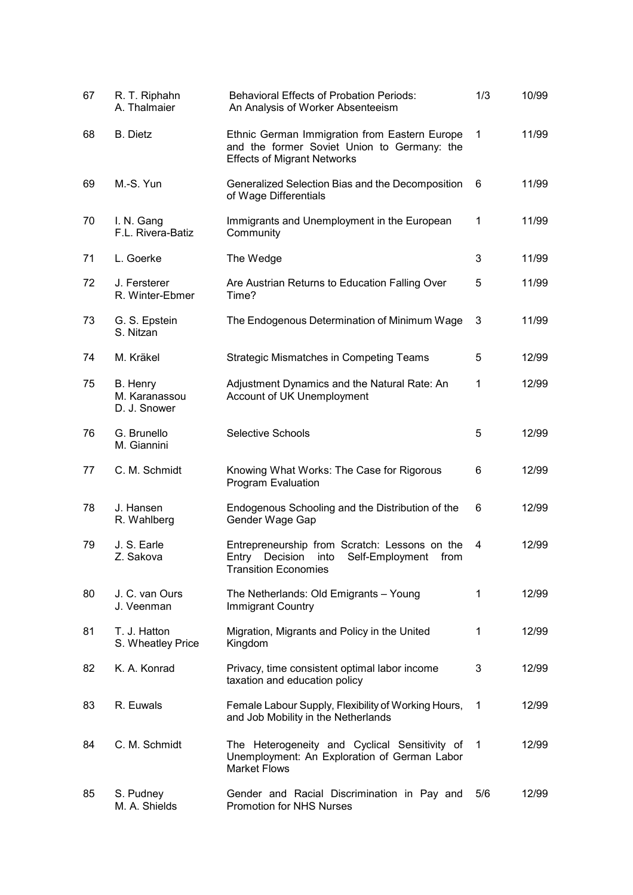| | | | | |
|---|---|---|---|---|
| 67 | R. T. Riphahn<br>A. Thalmaier | Behavioral Effects of Probation Periods: An Analysis of Worker Absenteeism | 1/3 | 10/99 |
| 68 | B. Dietz | Ethnic German Immigration from Eastern Europe and the former Soviet Union to Germany: the Effects of Migrant Networks | 1 | 11/99 |
| 69 | M.-S. Yun | Generalized Selection Bias and the Decomposition of Wage Differentials | 6 | 11/99 |
| 70 | I. N. Gang<br>F.L. Rivera-Batiz | Immigrants and Unemployment in the European Community | 1 | 11/99 |
| 71 | L. Goerke | The Wedge | 3 | 11/99 |
| 72 | J. Fersterer<br>R. Winter-Ebmer | Are Austrian Returns to Education Falling Over Time? | 5 | 11/99 |
| 73 | G. S. Epstein<br>S. Nitzan | The Endogenous Determination of Minimum Wage | 3 | 11/99 |
| 74 | M. Kräkel | Strategic Mismatches in Competing Teams | 5 | 12/99 |
| 75 | B. Henry<br>M. Karanassou<br>D. J. Snower | Adjustment Dynamics and the Natural Rate: An Account of UK Unemployment | 1 | 12/99 |
| 76 | G. Brunello<br>M. Giannini | Selective Schools | 5 | 12/99 |
| 77 | C. M. Schmidt | Knowing What Works: The Case for Rigorous Program Evaluation | 6 | 12/99 |
| 78 | J. Hansen<br>R. Wahlberg | Endogenous Schooling and the Distribution of the Gender Wage Gap | 6 | 12/99 |
| 79 | J. S. Earle<br>Z. Sakova | Entrepreneurship from Scratch: Lessons on the Entry Decision into Self-Employment from Transition Economies | 4 | 12/99 |
| 80 | J. C. van Ours<br>J. Veenman | The Netherlands: Old Emigrants – Young Immigrant Country | 1 | 12/99 |
| 81 | T. J. Hatton<br>S. Wheatley Price | Migration, Migrants and Policy in the United Kingdom | 1 | 12/99 |
| 82 | K. A. Konrad | Privacy, time consistent optimal labor income taxation and education policy | 3 | 12/99 |
| 83 | R. Euwals | Female Labour Supply, Flexibility of Working Hours, and Job Mobility in the Netherlands | 1 | 12/99 |
| 84 | C. M. Schmidt | The Heterogeneity and Cyclical Sensitivity of Unemployment: An Exploration of German Labor Market Flows | 1 | 12/99 |
| 85 | S. Pudney<br>M. A. Shields | Gender and Racial Discrimination in Pay and Promotion for NHS Nurses | 5/6 | 12/99 |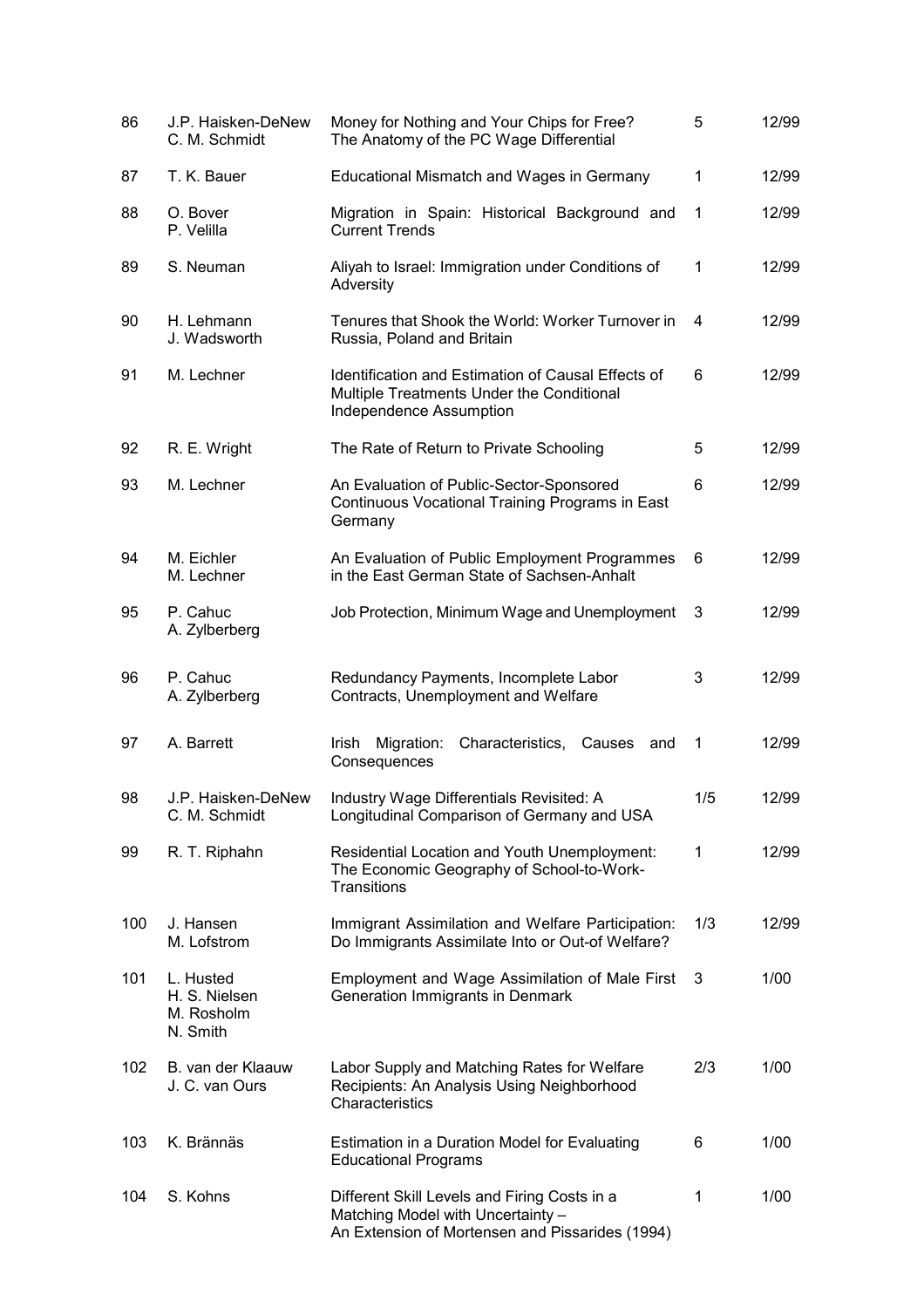| | | | | |
|---|---|---|---|---|
| 86 | J.P. Haisken-DeNew<br>C. M. Schmidt | Money for Nothing and Your Chips for Free? The Anatomy of the PC Wage Differential | 5 | 12/99 |
| 87 | T. K. Bauer | Educational Mismatch and Wages in Germany | 1 | 12/99 |
| 88 | O. Bover<br>P. Velilla | Migration in Spain: Historical Background and Current Trends | 1 | 12/99 |
| 89 | S. Neuman | Aliyah to Israel: Immigration under Conditions of Adversity | 1 | 12/99 |
| 90 | H. Lehmann<br>J. Wadsworth | Tenures that Shook the World: Worker Turnover in Russia, Poland and Britain | 4 | 12/99 |
| 91 | M. Lechner | Identification and Estimation of Causal Effects of Multiple Treatments Under the Conditional Independence Assumption | 6 | 12/99 |
| 92 | R. E. Wright | The Rate of Return to Private Schooling | 5 | 12/99 |
| 93 | M. Lechner | An Evaluation of Public-Sector-Sponsored Continuous Vocational Training Programs in East Germany | 6 | 12/99 |
| 94 | M. Eichler<br>M. Lechner | An Evaluation of Public Employment Programmes in the East German State of Sachsen-Anhalt | 6 | 12/99 |
| 95 | P. Cahuc<br>A. Zylberberg | Job Protection, Minimum Wage and Unemployment | 3 | 12/99 |
| 96 | P. Cahuc<br>A. Zylberberg | Redundancy Payments, Incomplete Labor Contracts, Unemployment and Welfare | 3 | 12/99 |
| 97 | A. Barrett | Irish Migration: Characteristics, Causes and Consequences | 1 | 12/99 |
| 98 | J.P. Haisken-DeNew<br>C. M. Schmidt | Industry Wage Differentials Revisited: A Longitudinal Comparison of Germany and USA | 1/5 | 12/99 |
| 99 | R. T. Riphahn | Residential Location and Youth Unemployment: The Economic Geography of School-to-Work-Transitions | 1 | 12/99 |
| 100 | J. Hansen<br>M. Lofstrom | Immigrant Assimilation and Welfare Participation: Do Immigrants Assimilate Into or Out-of Welfare? | 1/3 | 12/99 |
| 101 | L. Husted<br>H. S. Nielsen<br>M. Rosholm<br>N. Smith | Employment and Wage Assimilation of Male First Generation Immigrants in Denmark | 3 | 1/00 |
| 102 | B. van der Klaauw<br>J. C. van Ours | Labor Supply and Matching Rates for Welfare Recipients: An Analysis Using Neighborhood Characteristics | 2/3 | 1/00 |
| 103 | K. Brännäs | Estimation in a Duration Model for Evaluating Educational Programs | 6 | 1/00 |
| 104 | S. Kohns | Different Skill Levels and Firing Costs in a Matching Model with Uncertainty – An Extension of Mortensen and Pissarides (1994) | 1 | 1/00 |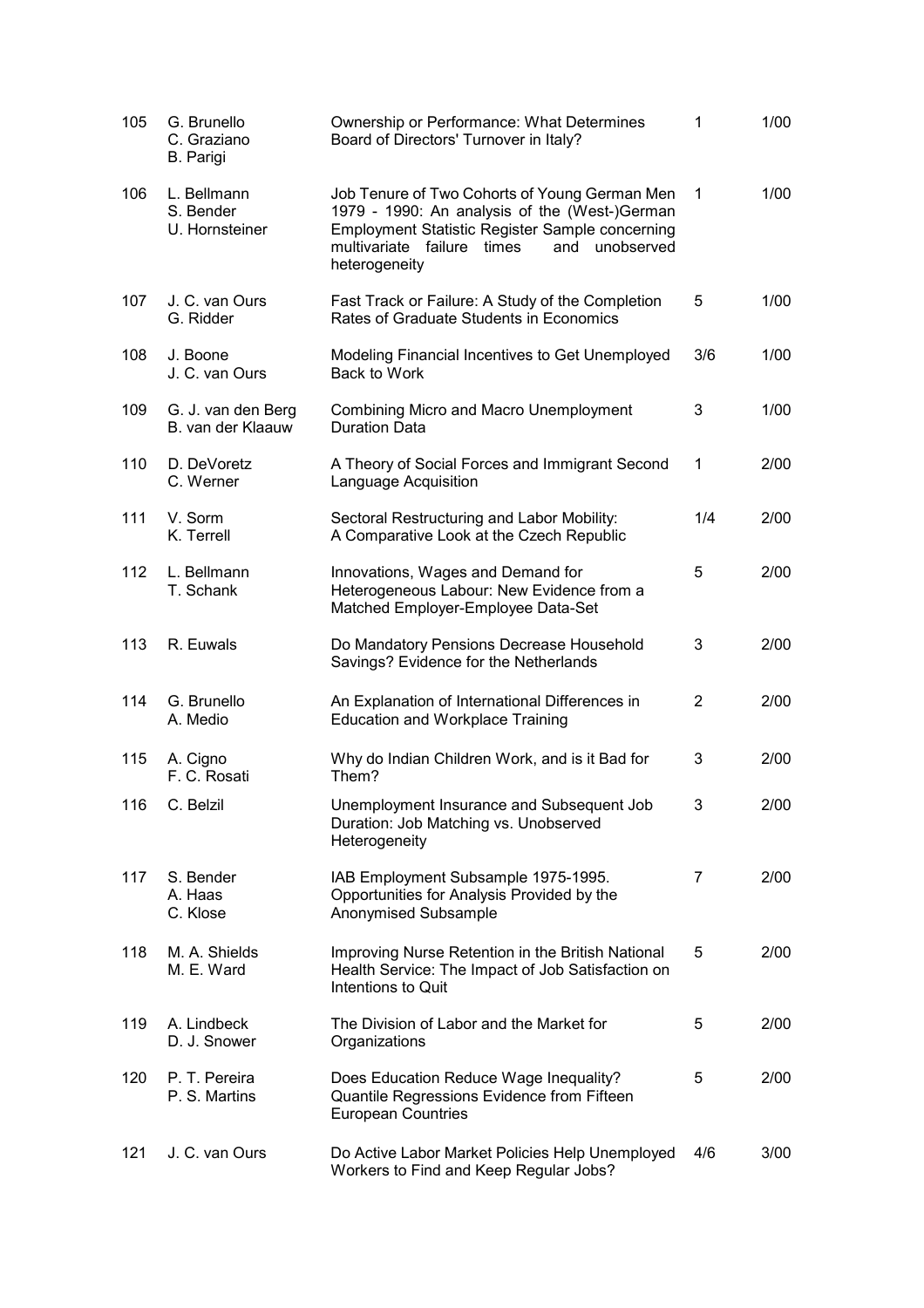| | | | | |
|---|---|---|---|---|
| 105 | G. Brunello<br>C. Graziano<br>B. Parigi | Ownership or Performance: What Determines Board of Directors' Turnover in Italy? | 1 | 1/00 |
| 106 | L. Bellmann<br>S. Bender<br>U. Hornsteiner | Job Tenure of Two Cohorts of Young German Men 1979 - 1990: An analysis of the (West-)German Employment Statistic Register Sample concerning multivariate failure times and unobserved heterogeneity | 1 | 1/00 |
| 107 | J. C. van Ours<br>G. Ridder | Fast Track or Failure: A Study of the Completion Rates of Graduate Students in Economics | 5 | 1/00 |
| 108 | J. Boone<br>J. C. van Ours | Modeling Financial Incentives to Get Unemployed Back to Work | 3/6 | 1/00 |
| 109 | G. J. van den Berg<br>B. van der Klaauw | Combining Micro and Macro Unemployment Duration Data | 3 | 1/00 |
| 110 | D. DeVoretz<br>C. Werner | A Theory of Social Forces and Immigrant Second Language Acquisition | 1 | 2/00 |
| 111 | V. Sorm<br>K. Terrell | Sectoral Restructuring and Labor Mobility: A Comparative Look at the Czech Republic | 1/4 | 2/00 |
| 112 | L. Bellmann<br>T. Schank | Innovations, Wages and Demand for Heterogeneous Labour: New Evidence from a Matched Employer-Employee Data-Set | 5 | 2/00 |
| 113 | R. Euwals | Do Mandatory Pensions Decrease Household Savings? Evidence for the Netherlands | 3 | 2/00 |
| 114 | G. Brunello<br>A. Medio | An Explanation of International Differences in Education and Workplace Training | 2 | 2/00 |
| 115 | A. Cigno<br>F. C. Rosati | Why do Indian Children Work, and is it Bad for Them? | 3 | 2/00 |
| 116 | C. Belzil | Unemployment Insurance and Subsequent Job Duration: Job Matching vs. Unobserved Heterogeneity | 3 | 2/00 |
| 117 | S. Bender<br>A. Haas<br>C. Klose | IAB Employment Subsample 1975-1995. Opportunities for Analysis Provided by the Anonymised Subsample | 7 | 2/00 |
| 118 | M. A. Shields<br>M. E. Ward | Improving Nurse Retention in the British National Health Service: The Impact of Job Satisfaction on Intentions to Quit | 5 | 2/00 |
| 119 | A. Lindbeck<br>D. J. Snower | The Division of Labor and the Market for Organizations | 5 | 2/00 |
| 120 | P. T. Pereira<br>P. S. Martins | Does Education Reduce Wage Inequality? Quantile Regressions Evidence from Fifteen European Countries | 5 | 2/00 |
| 121 | J. C. van Ours | Do Active Labor Market Policies Help Unemployed Workers to Find and Keep Regular Jobs? | 4/6 | 3/00 |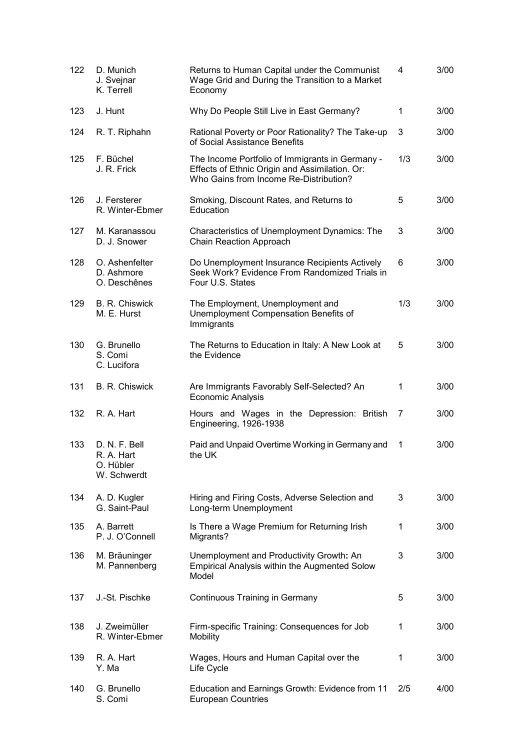| | | | | |
|---|---|---|---|---|
| 122 | D. Munich<br>J. Svejnar<br>K. Terrell | Returns to Human Capital under the Communist Wage Grid and During the Transition to a Market Economy | 4 | 3/00 |
| 123 | J. Hunt | Why Do People Still Live in East Germany? | 1 | 3/00 |
| 124 | R. T. Riphahn | Rational Poverty or Poor Rationality? The Take-up of Social Assistance Benefits | 3 | 3/00 |
| 125 | F. Büchel<br>J. R. Frick | The Income Portfolio of Immigrants in Germany - Effects of Ethnic Origin and Assimilation. Or: Who Gains from Income Re-Distribution? | 1/3 | 3/00 |
| 126 | J. Fersterer<br>R. Winter-Ebmer | Smoking, Discount Rates, and Returns to Education | 5 | 3/00 |
| 127 | M. Karanassou<br>D. J. Snower | Characteristics of Unemployment Dynamics: The Chain Reaction Approach | 3 | 3/00 |
| 128 | O. Ashenfelter<br>D. Ashmore<br>O. Deschênes | Do Unemployment Insurance Recipients Actively Seek Work? Evidence From Randomized Trials in Four U.S. States | 6 | 3/00 |
| 129 | B. R. Chiswick<br>M. E. Hurst | The Employment, Unemployment and Unemployment Compensation Benefits of Immigrants | 1/3 | 3/00 |
| 130 | G. Brunello<br>S. Comi<br>C. Lucifora | The Returns to Education in Italy: A New Look at the Evidence | 5 | 3/00 |
| 131 | B. R. Chiswick | Are Immigrants Favorably Self-Selected? An Economic Analysis | 1 | 3/00 |
| 132 | R. A. Hart | Hours and Wages in the Depression: British Engineering, 1926-1938 | 7 | 3/00 |
| 133 | D. N. F. Bell<br>R. A. Hart<br>O. Hübler<br>W. Schwerdt | Paid and Unpaid Overtime Working in Germany and the UK | 1 | 3/00 |
| 134 | A. D. Kugler<br>G. Saint-Paul | Hiring and Firing Costs, Adverse Selection and Long-term Unemployment | 3 | 3/00 |
| 135 | A. Barrett<br>P. J. O'Connell | Is There a Wage Premium for Returning Irish Migrants? | 1 | 3/00 |
| 136 | M. Bräuninger<br>M. Pannenberg | Unemployment and Productivity Growth: An Empirical Analysis within the Augmented Solow Model | 3 | 3/00 |
| 137 | J.-St. Pischke | Continuous Training in Germany | 5 | 3/00 |
| 138 | J. Zweimüller<br>R. Winter-Ebmer | Firm-specific Training: Consequences for Job Mobility | 1 | 3/00 |
| 139 | R. A. Hart<br>Y. Ma | Wages, Hours and Human Capital over the Life Cycle | 1 | 3/00 |
| 140 | G. Brunello<br>S. Comi | Education and Earnings Growth: Evidence from 11 European Countries | 2/5 | 4/00 |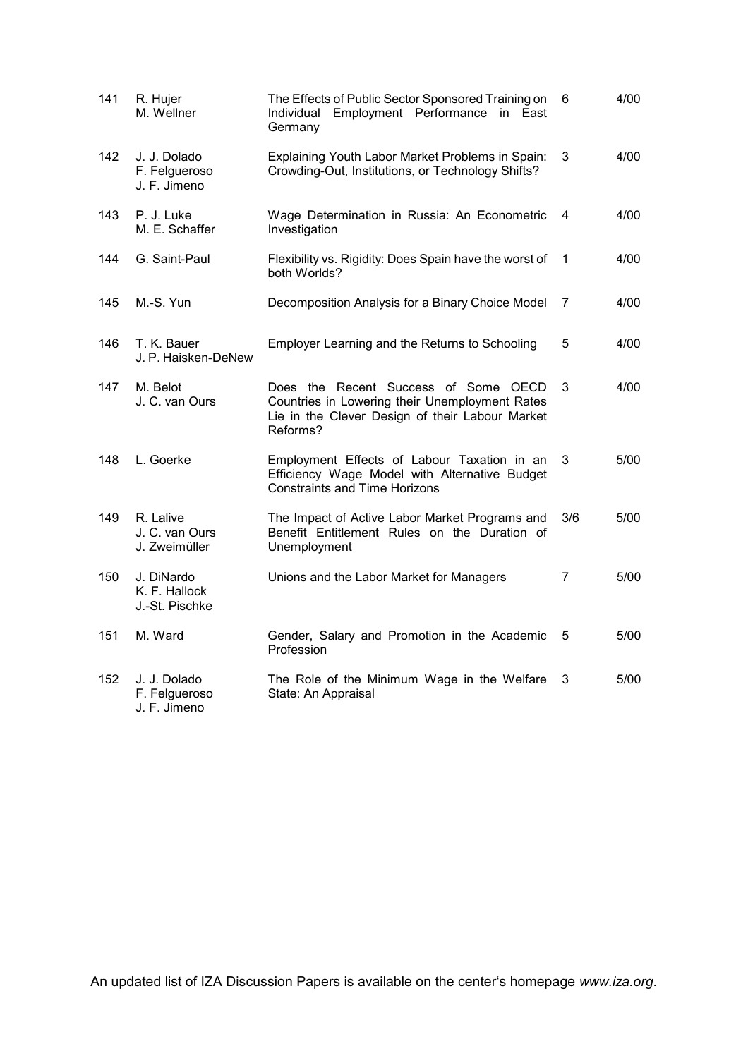| | | | | |
|---|---|---|---|---|
| 141 | R. Hujer<br>M. Wellner | The Effects of Public Sector Sponsored Training on Individual Employment Performance in East Germany | 6 | 4/00 |
| 142 | J. J. Dolado<br>F. Felgueroso<br>J. F. Jimeno | Explaining Youth Labor Market Problems in Spain: Crowding-Out, Institutions, or Technology Shifts? | 3 | 4/00 |
| 143 | P. J. Luke<br>M. E. Schaffer | Wage Determination in Russia: An Econometric Investigation | 4 | 4/00 |
| 144 | G. Saint-Paul | Flexibility vs. Rigidity: Does Spain have the worst of both Worlds? | 1 | 4/00 |
| 145 | M.-S. Yun | Decomposition Analysis for a Binary Choice Model | 7 | 4/00 |
| 146 | T. K. Bauer<br>J. P. Haisken-DeNew | Employer Learning and the Returns to Schooling | 5 | 4/00 |
| 147 | M. Belot<br>J. C. van Ours | Does the Recent Success of Some OECD Countries in Lowering their Unemployment Rates Lie in the Clever Design of their Labour Market Reforms? | 3 | 4/00 |
| 148 | L. Goerke | Employment Effects of Labour Taxation in an Efficiency Wage Model with Alternative Budget Constraints and Time Horizons | 3 | 5/00 |
| 149 | R. Lalive<br>J. C. van Ours<br>J. Zweimüller | The Impact of Active Labor Market Programs and Benefit Entitlement Rules on the Duration of Unemployment | 3/6 | 5/00 |
| 150 | J. DiNardo<br>K. F. Hallock<br>J.-St. Pischke | Unions and the Labor Market for Managers | 7 | 5/00 |
| 151 | M. Ward | Gender, Salary and Promotion in the Academic Profession | 5 | 5/00 |
| 152 | J. J. Dolado<br>F. Felgueroso<br>J. F. Jimeno | The Role of the Minimum Wage in the Welfare State: An Appraisal | 3 | 5/00 |

An updated list of IZA Discussion Papers is available on the center's homepage *www.iza.org*.